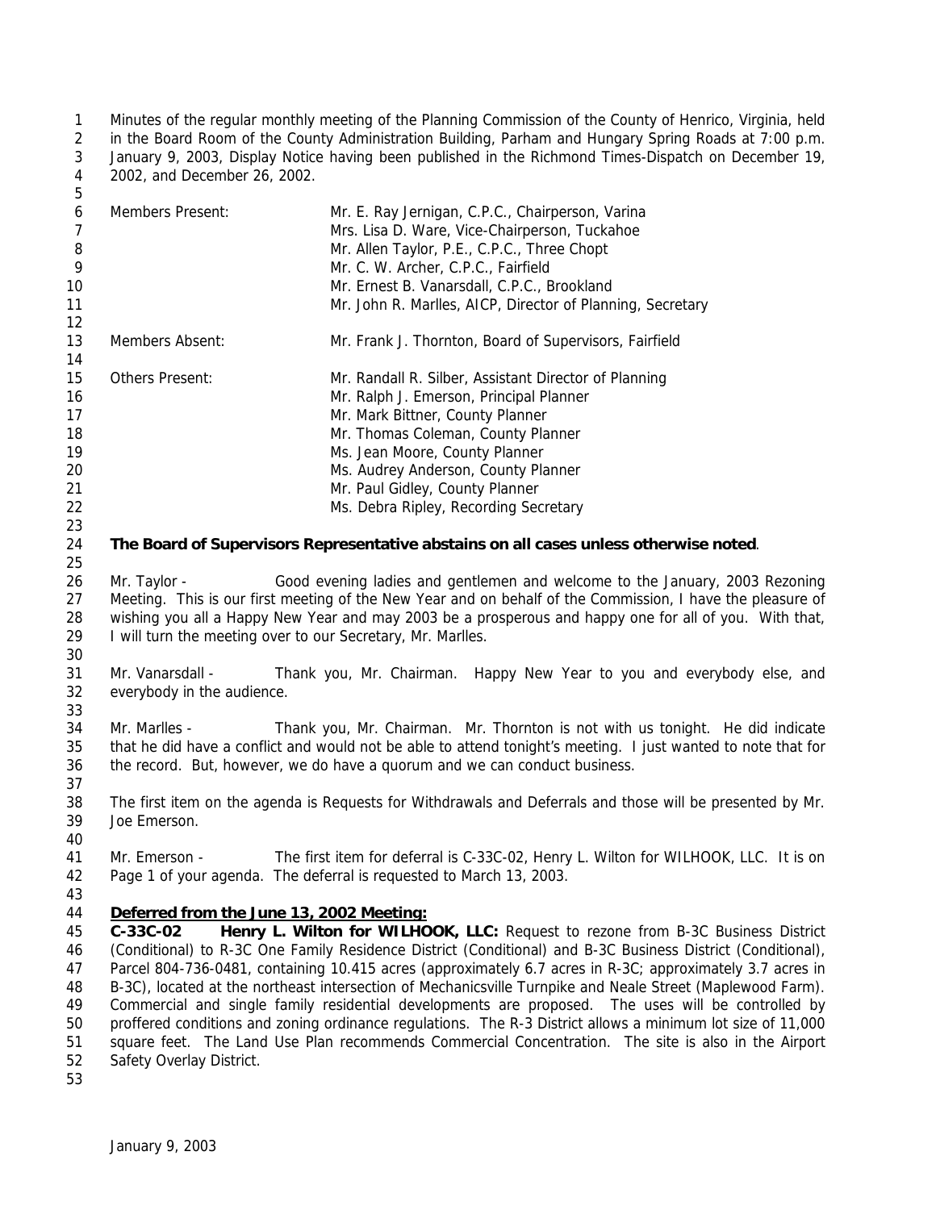Minutes of the regular monthly meeting of the Planning Commission of the County of Henrico, Virginia, held in the Board Room of the County Administration Building, Parham and Hungary Spring Roads at 7:00 p.m. January 9, 2003, Display Notice having been published in the Richmond Times-Dispatch on December 19, 2002, and December 26, 2002.

| | |
|---|---|
| Members Present: | Mr. E. Ray Jernigan, C.P.C., Chairperson, Varina |
| | Mrs. Lisa D. Ware, Vice-Chairperson, Tuckahoe |
| | Mr. Allen Taylor, P.E., C.P.C., Three Chopt |
| | Mr. C. W. Archer, C.P.C., Fairfield |
| | Mr. Ernest B. Vanarsdall, C.P.C., Brookland |
| | Mr. John R. Marlles, AICP, Director of Planning, Secretary |
| Members Absent: | Mr. Frank J. Thornton, Board of Supervisors, Fairfield |
| Others Present: | Mr. Randall R. Silber, Assistant Director of Planning |
| | Mr. Ralph J. Emerson, Principal Planner |
| | Mr. Mark Bittner, County Planner |
| | Mr. Thomas Coleman, County Planner |
| | Ms. Jean Moore, County Planner |
| | Ms. Audrey Anderson, County Planner |
| | Mr. Paul Gidley, County Planner |
| | Ms. Debra Ripley, Recording Secretary |

**The Board of Supervisors Representative abstains on all cases unless otherwise noted**.

Mr. Taylor - Good evening ladies and gentlemen and welcome to the January, 2003 Rezoning Meeting. This is our first meeting of the New Year and on behalf of the Commission, I have the pleasure of wishing you all a Happy New Year and may 2003 be a prosperous and happy one for all of you. With that, I will turn the meeting over to our Secretary, Mr. Marlles.

Mr. Vanarsdall - Thank you, Mr. Chairman. Happy New Year to you and everybody else, and everybody in the audience.

Mr. Marlles - Thank you, Mr. Chairman. Mr. Thornton is not with us tonight. He did indicate that he did have a conflict and would not be able to attend tonight's meeting. I just wanted to note that for the record. But, however, we do have a quorum and we can conduct business.

The first item on the agenda is Requests for Withdrawals and Deferrals and those will be presented by Mr. Joe Emerson.

Mr. Emerson - The first item for deferral is C-33C-02, Henry L. Wilton for WILHOOK, LLC. It is on Page 1 of your agenda. The deferral is requested to March 13, 2003.

**Deferred from the June 13, 2002 Meeting:**

**C-33C-02 Henry L. Wilton for WILHOOK, LLC:** Request to rezone from B-3C Business District (Conditional) to R-3C One Family Residence District (Conditional) and B-3C Business District (Conditional), Parcel 804-736-0481, containing 10.415 acres (approximately 6.7 acres in R-3C; approximately 3.7 acres in B-3C), located at the northeast intersection of Mechanicsville Turnpike and Neale Street (Maplewood Farm). Commercial and single family residential developments are proposed. The uses will be controlled by proffered conditions and zoning ordinance regulations. The R-3 District allows a minimum lot size of 11,000 square feet. The Land Use Plan recommends Commercial Concentration. The site is also in the Airport Safety Overlay District.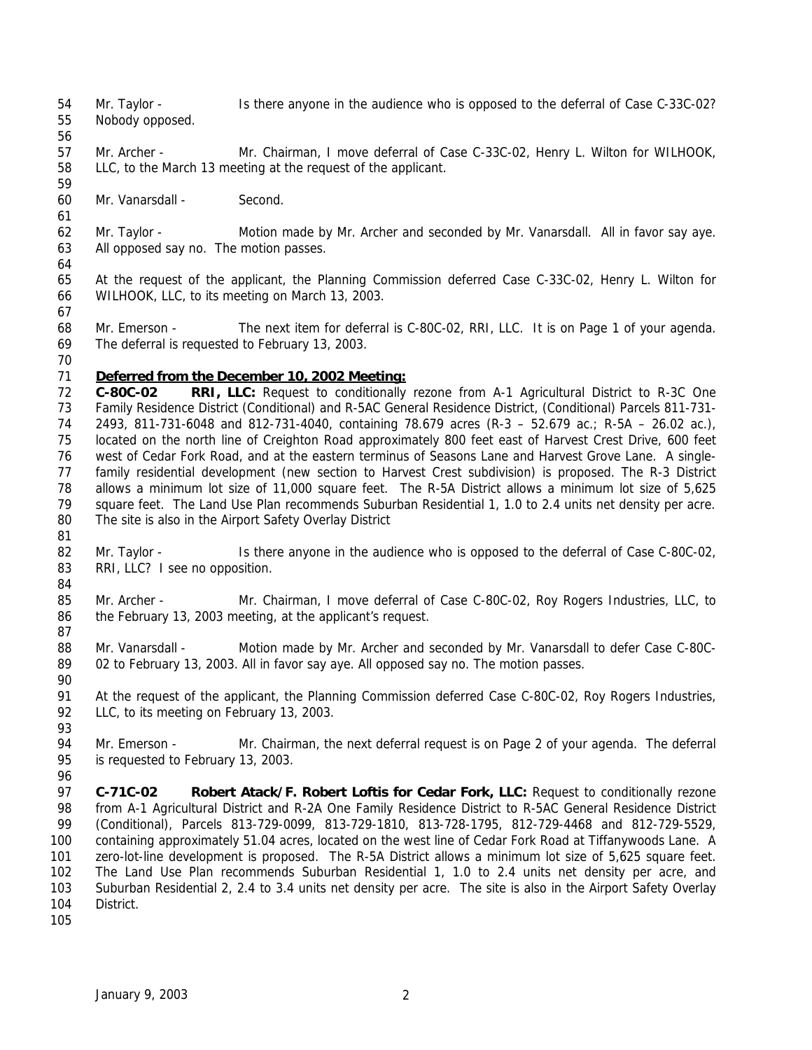Mr. Taylor - Is there anyone in the audience who is opposed to the deferral of Case C-33C-02? Nobody opposed.

Mr. Archer - Mr. Chairman, I move deferral of Case C-33C-02, Henry L. Wilton for WILHOOK, LLC, to the March 13 meeting at the request of the applicant.

Mr. Vanarsdall - Second.

Mr. Taylor - Motion made by Mr. Archer and seconded by Mr. Vanarsdall. All in favor say aye. All opposed say no. The motion passes.

At the request of the applicant, the Planning Commission deferred Case C-33C-02, Henry L. Wilton for WILHOOK, LLC, to its meeting on March 13, 2003.

Mr. Emerson - The next item for deferral is C-80C-02, RRI, LLC. It is on Page 1 of your agenda. The deferral is requested to February 13, 2003.

**Deferred from the December 10, 2002 Meeting:**

**C-80C-02 RRI, LLC:** Request to conditionally rezone from A-1 Agricultural District to R-3C One Family Residence District (Conditional) and R-5AC General Residence District, (Conditional) Parcels 811-731-2493, 811-731-6048 and 812-731-4040, containing 78.679 acres (R-3 – 52.679 ac.; R-5A – 26.02 ac.), located on the north line of Creighton Road approximately 800 feet east of Harvest Crest Drive, 600 feet west of Cedar Fork Road, and at the eastern terminus of Seasons Lane and Harvest Grove Lane. A single-family residential development (new section to Harvest Crest subdivision) is proposed. The R-3 District allows a minimum lot size of 11,000 square feet. The R-5A District allows a minimum lot size of 5,625 square feet. The Land Use Plan recommends Suburban Residential 1, 1.0 to 2.4 units net density per acre. The site is also in the Airport Safety Overlay District

Mr. Taylor - Is there anyone in the audience who is opposed to the deferral of Case C-80C-02, RRI, LLC? I see no opposition.

Mr. Archer - Mr. Chairman, I move deferral of Case C-80C-02, Roy Rogers Industries, LLC, to the February 13, 2003 meeting, at the applicant's request.

Mr. Vanarsdall - Motion made by Mr. Archer and seconded by Mr. Vanarsdall to defer Case C-80C-02 to February 13, 2003. All in favor say aye. All opposed say no. The motion passes.

At the request of the applicant, the Planning Commission deferred Case C-80C-02, Roy Rogers Industries, LLC, to its meeting on February 13, 2003.

Mr. Emerson - Mr. Chairman, the next deferral request is on Page 2 of your agenda. The deferral is requested to February 13, 2003.

**C-71C-02 Robert Atack/F. Robert Loftis for Cedar Fork, LLC:** Request to conditionally rezone from A-1 Agricultural District and R-2A One Family Residence District to R-5AC General Residence District (Conditional), Parcels 813-729-0099, 813-729-1810, 813-728-1795, 812-729-4468 and 812-729-5529, containing approximately 51.04 acres, located on the west line of Cedar Fork Road at Tiffanywoods Lane. A zero-lot-line development is proposed. The R-5A District allows a minimum lot size of 5,625 square feet. The Land Use Plan recommends Suburban Residential 1, 1.0 to 2.4 units net density per acre, and Suburban Residential 2, 2.4 to 3.4 units net density per acre. The site is also in the Airport Safety Overlay District.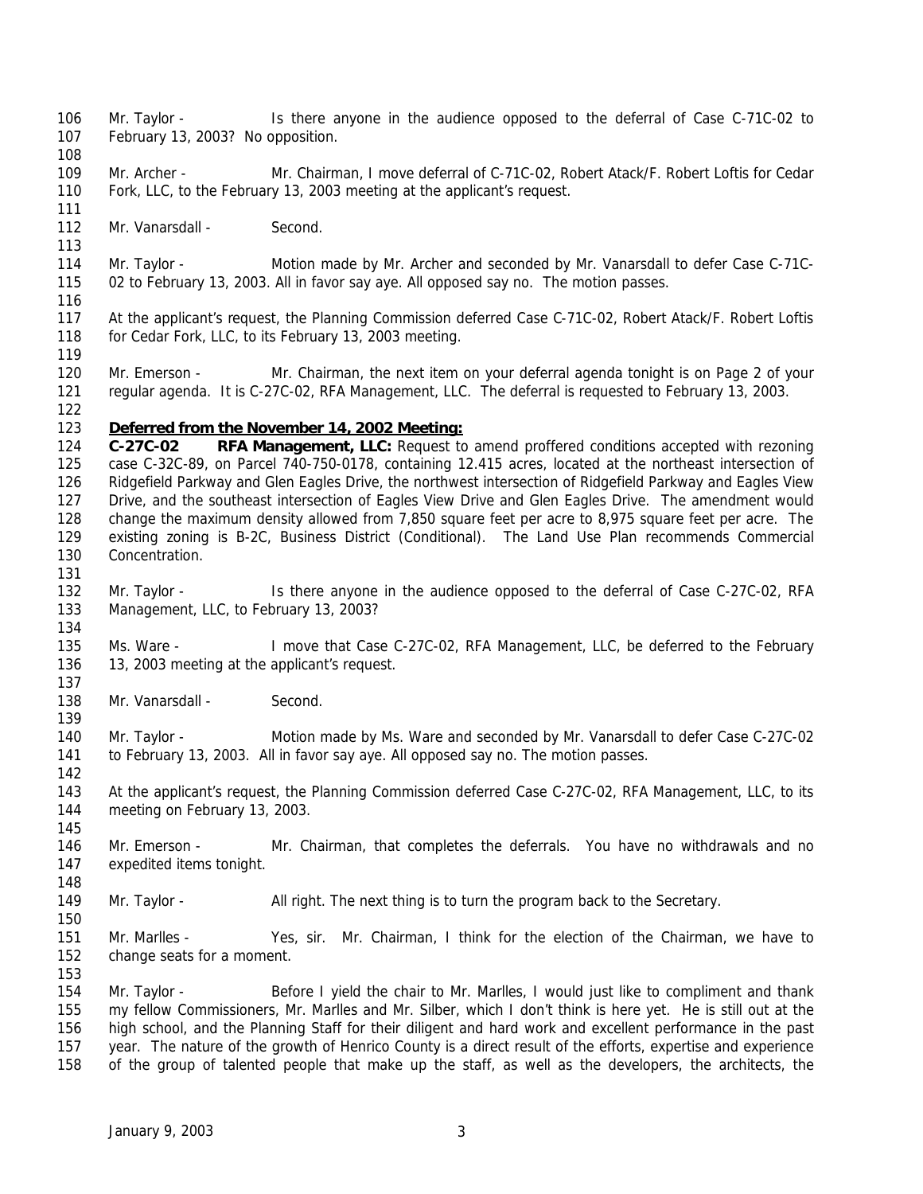Mr. Taylor - Is there anyone in the audience opposed to the deferral of Case C-71C-02 to February 13, 2003? No opposition.

Mr. Archer - Mr. Chairman, I move deferral of C-71C-02, Robert Atack/F. Robert Loftis for Cedar Fork, LLC, to the February 13, 2003 meeting at the applicant's request.

Mr. Vanarsdall - Second.

Mr. Taylor - Motion made by Mr. Archer and seconded by Mr. Vanarsdall to defer Case C-71C-02 to February 13, 2003. All in favor say aye. All opposed say no. The motion passes.

At the applicant's request, the Planning Commission deferred Case C-71C-02, Robert Atack/F. Robert Loftis for Cedar Fork, LLC, to its February 13, 2003 meeting.

Mr. Emerson - Mr. Chairman, the next item on your deferral agenda tonight is on Page 2 of your regular agenda. It is C-27C-02, RFA Management, LLC. The deferral is requested to February 13, 2003.

**Deferred from the November 14, 2002 Meeting:**

**C-27C-02 RFA Management, LLC:** Request to amend proffered conditions accepted with rezoning case C-32C-89, on Parcel 740-750-0178, containing 12.415 acres, located at the northeast intersection of Ridgefield Parkway and Glen Eagles Drive, the northwest intersection of Ridgefield Parkway and Eagles View Drive, and the southeast intersection of Eagles View Drive and Glen Eagles Drive. The amendment would change the maximum density allowed from 7,850 square feet per acre to 8,975 square feet per acre. The existing zoning is B-2C, Business District (Conditional). The Land Use Plan recommends Commercial Concentration.

Mr. Taylor - Is there anyone in the audience opposed to the deferral of Case C-27C-02, RFA Management, LLC, to February 13, 2003?

Ms. Ware - I move that Case C-27C-02, RFA Management, LLC, be deferred to the February 13, 2003 meeting at the applicant's request.

Mr. Vanarsdall - Second.

Mr. Taylor - Motion made by Ms. Ware and seconded by Mr. Vanarsdall to defer Case C-27C-02 to February 13, 2003. All in favor say aye. All opposed say no. The motion passes.

At the applicant's request, the Planning Commission deferred Case C-27C-02, RFA Management, LLC, to its meeting on February 13, 2003.

Mr. Emerson - Mr. Chairman, that completes the deferrals. You have no withdrawals and no expedited items tonight.

Mr. Taylor - All right. The next thing is to turn the program back to the Secretary.

Mr. Marlles - Yes, sir. Mr. Chairman, I think for the election of the Chairman, we have to change seats for a moment.

Mr. Taylor - Before I yield the chair to Mr. Marlles, I would just like to compliment and thank my fellow Commissioners, Mr. Marlles and Mr. Silber, which I don't think is here yet. He is still out at the high school, and the Planning Staff for their diligent and hard work and excellent performance in the past year. The nature of the growth of Henrico County is a direct result of the efforts, expertise and experience of the group of talented people that make up the staff, as well as the developers, the architects, the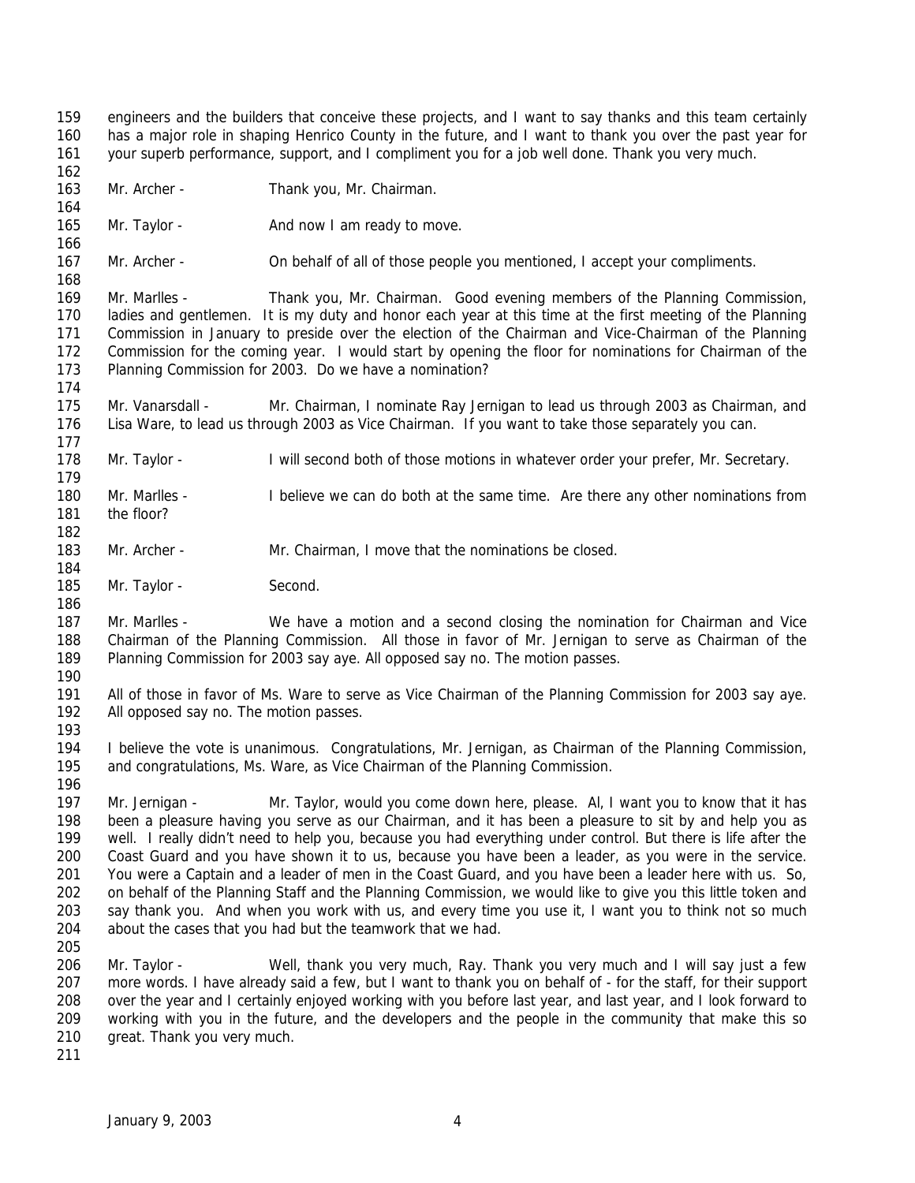engineers and the builders that conceive these projects, and I want to say thanks and this team certainly has a major role in shaping Henrico County in the future, and I want to thank you over the past year for your superb performance, support, and I compliment you for a job well done. Thank you very much.

Mr. Archer - Thank you, Mr. Chairman.

Mr. Taylor - And now I am ready to move.

Mr. Archer - On behalf of all of those people you mentioned, I accept your compliments.

Mr. Marlles - Thank you, Mr. Chairman. Good evening members of the Planning Commission, ladies and gentlemen. It is my duty and honor each year at this time at the first meeting of the Planning Commission in January to preside over the election of the Chairman and Vice-Chairman of the Planning Commission for the coming year. I would start by opening the floor for nominations for Chairman of the Planning Commission for 2003. Do we have a nomination?

Mr. Vanarsdall - Mr. Chairman, I nominate Ray Jernigan to lead us through 2003 as Chairman, and Lisa Ware, to lead us through 2003 as Vice Chairman. If you want to take those separately you can.

Mr. Taylor - I will second both of those motions in whatever order your prefer, Mr. Secretary.

Mr. Marlles - I believe we can do both at the same time. Are there any other nominations from the floor?

Mr. Archer - Mr. Chairman, I move that the nominations be closed.

Mr. Taylor - Second.

Mr. Marlles - We have a motion and a second closing the nomination for Chairman and Vice Chairman of the Planning Commission. All those in favor of Mr. Jernigan to serve as Chairman of the Planning Commission for 2003 say aye. All opposed say no. The motion passes.

All of those in favor of Ms. Ware to serve as Vice Chairman of the Planning Commission for 2003 say aye. All opposed say no. The motion passes.

I believe the vote is unanimous. Congratulations, Mr. Jernigan, as Chairman of the Planning Commission, and congratulations, Ms. Ware, as Vice Chairman of the Planning Commission.

Mr. Jernigan - Mr. Taylor, would you come down here, please. Al, I want you to know that it has been a pleasure having you serve as our Chairman, and it has been a pleasure to sit by and help you as well. I really didn't need to help you, because you had everything under control. But there is life after the Coast Guard and you have shown it to us, because you have been a leader, as you were in the service. You were a Captain and a leader of men in the Coast Guard, and you have been a leader here with us. So, on behalf of the Planning Staff and the Planning Commission, we would like to give you this little token and say thank you. And when you work with us, and every time you use it, I want you to think not so much about the cases that you had but the teamwork that we had.

Mr. Taylor - Well, thank you very much, Ray. Thank you very much and I will say just a few more words. I have already said a few, but I want to thank you on behalf of - for the staff, for their support over the year and I certainly enjoyed working with you before last year, and last year, and I look forward to working with you in the future, and the developers and the people in the community that make this so great. Thank you very much.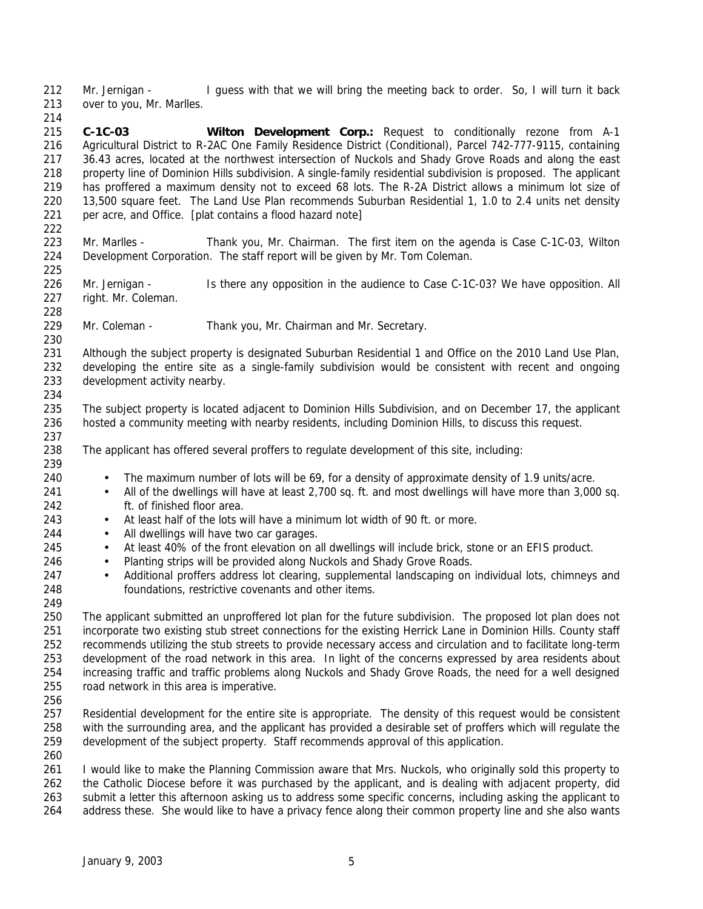Mr. Jernigan - I guess with that we will bring the meeting back to order. So, I will turn it back over to you, Mr. Marlles.

**C-1C-03 Wilton Development Corp.:** Request to conditionally rezone from A-1 Agricultural District to R-2AC One Family Residence District (Conditional), Parcel 742-777-9115, containing 36.43 acres, located at the northwest intersection of Nuckols and Shady Grove Roads and along the east property line of Dominion Hills subdivision. A single-family residential subdivision is proposed. The applicant has proffered a maximum density not to exceed 68 lots. The R-2A District allows a minimum lot size of 13,500 square feet. The Land Use Plan recommends Suburban Residential 1, 1.0 to 2.4 units net density per acre, and Office. [plat contains a flood hazard note]

Mr. Marlles - Thank you, Mr. Chairman. The first item on the agenda is Case C-1C-03, Wilton Development Corporation. The staff report will be given by Mr. Tom Coleman.

Mr. Jernigan - Is there any opposition in the audience to Case C-1C-03? We have opposition. All right. Mr. Coleman.

Mr. Coleman - Thank you, Mr. Chairman and Mr. Secretary.

Although the subject property is designated Suburban Residential 1 and Office on the 2010 Land Use Plan, developing the entire site as a single-family subdivision would be consistent with recent and ongoing development activity nearby.

The subject property is located adjacent to Dominion Hills Subdivision, and on December 17, the applicant hosted a community meeting with nearby residents, including Dominion Hills, to discuss this request.

The applicant has offered several proffers to regulate development of this site, including:

- The maximum number of lots will be 69, for a density of approximate density of 1.9 units/acre.
- All of the dwellings will have at least 2,700 sq. ft. and most dwellings will have more than 3,000 sq. ft. of finished floor area.
- At least half of the lots will have a minimum lot width of 90 ft. or more.
- All dwellings will have two car garages.
- At least 40% of the front elevation on all dwellings will include brick, stone or an EFIS product.
- Planting strips will be provided along Nuckols and Shady Grove Roads.
- Additional proffers address lot clearing, supplemental landscaping on individual lots, chimneys and foundations, restrictive covenants and other items.

The applicant submitted an unproffered lot plan for the future subdivision. The proposed lot plan does not incorporate two existing stub street connections for the existing Herrick Lane in Dominion Hills. County staff recommends utilizing the stub streets to provide necessary access and circulation and to facilitate long-term development of the road network in this area. In light of the concerns expressed by area residents about increasing traffic and traffic problems along Nuckols and Shady Grove Roads, the need for a well designed road network in this area is imperative.

Residential development for the entire site is appropriate. The density of this request would be consistent with the surrounding area, and the applicant has provided a desirable set of proffers which will regulate the development of the subject property. Staff recommends approval of this application.

I would like to make the Planning Commission aware that Mrs. Nuckols, who originally sold this property to the Catholic Diocese before it was purchased by the applicant, and is dealing with adjacent property, did submit a letter this afternoon asking us to address some specific concerns, including asking the applicant to address these. She would like to have a privacy fence along their common property line and she also wants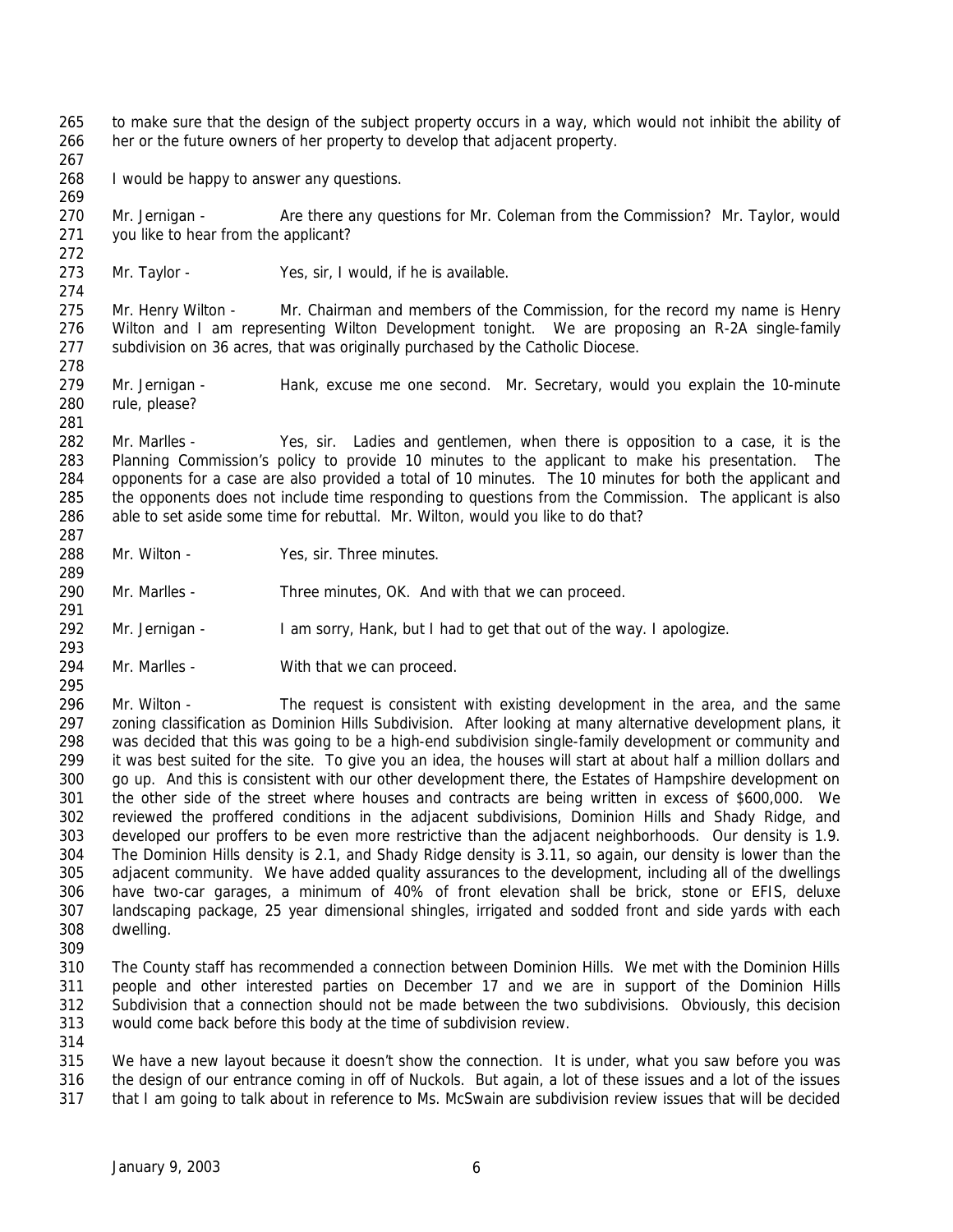to make sure that the design of the subject property occurs in a way, which would not inhibit the ability of her or the future owners of her property to develop that adjacent property.

I would be happy to answer any questions.

Mr. Jernigan - Are there any questions for Mr. Coleman from the Commission? Mr. Taylor, would you like to hear from the applicant?

Mr. Taylor - Yes, sir, I would, if he is available.

Mr. Henry Wilton - Mr. Chairman and members of the Commission, for the record my name is Henry Wilton and I am representing Wilton Development tonight. We are proposing an R-2A single-family subdivision on 36 acres, that was originally purchased by the Catholic Diocese.

Mr. Jernigan - Hank, excuse me one second. Mr. Secretary, would you explain the 10-minute rule, please?

Mr. Marlles - Yes, sir. Ladies and gentlemen, when there is opposition to a case, it is the Planning Commission's policy to provide 10 minutes to the applicant to make his presentation. The opponents for a case are also provided a total of 10 minutes. The 10 minutes for both the applicant and the opponents does not include time responding to questions from the Commission. The applicant is also able to set aside some time for rebuttal. Mr. Wilton, would you like to do that?

Mr. Wilton - Yes, sir. Three minutes.

Mr. Marlles - Three minutes, OK. And with that we can proceed.

Mr. Jernigan - I am sorry, Hank, but I had to get that out of the way. I apologize.

Mr. Marlles - With that we can proceed.

Mr. Wilton - The request is consistent with existing development in the area, and the same zoning classification as Dominion Hills Subdivision. After looking at many alternative development plans, it was decided that this was going to be a high-end subdivision single-family development or community and it was best suited for the site. To give you an idea, the houses will start at about half a million dollars and go up. And this is consistent with our other development there, the Estates of Hampshire development on the other side of the street where houses and contracts are being written in excess of $600,000. We reviewed the proffered conditions in the adjacent subdivisions, Dominion Hills and Shady Ridge, and developed our proffers to be even more restrictive than the adjacent neighborhoods. Our density is 1.9. The Dominion Hills density is 2.1, and Shady Ridge density is 3.11, so again, our density is lower than the adjacent community. We have added quality assurances to the development, including all of the dwellings have two-car garages, a minimum of 40% of front elevation shall be brick, stone or EFIS, deluxe landscaping package, 25 year dimensional shingles, irrigated and sodded front and side yards with each dwelling.

The County staff has recommended a connection between Dominion Hills. We met with the Dominion Hills people and other interested parties on December 17 and we are in support of the Dominion Hills Subdivision that a connection should not be made between the two subdivisions. Obviously, this decision would come back before this body at the time of subdivision review.

We have a new layout because it doesn't show the connection. It is under, what you saw before you was the design of our entrance coming in off of Nuckols. But again, a lot of these issues and a lot of the issues that I am going to talk about in reference to Ms. McSwain are subdivision review issues that will be decided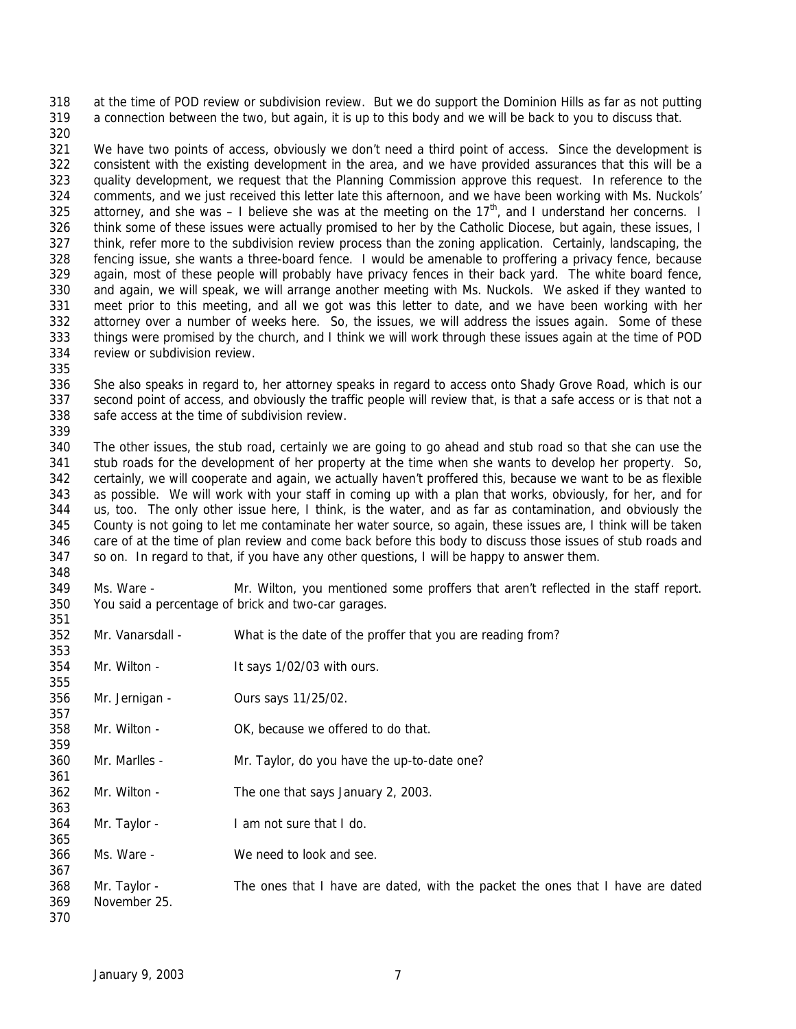at the time of POD review or subdivision review. But we do support the Dominion Hills as far as not putting a connection between the two, but again, it is up to this body and we will be back to you to discuss that.

We have two points of access, obviously we don't need a third point of access. Since the development is consistent with the existing development in the area, and we have provided assurances that this will be a quality development, we request that the Planning Commission approve this request. In reference to the comments, and we just received this letter late this afternoon, and we have been working with Ms. Nuckols' attorney, and she was – I believe she was at the meeting on the 17th, and I understand her concerns. I think some of these issues were actually promised to her by the Catholic Diocese, but again, these issues, I think, refer more to the subdivision review process than the zoning application. Certainly, landscaping, the fencing issue, she wants a three-board fence. I would be amenable to proffering a privacy fence, because again, most of these people will probably have privacy fences in their back yard. The white board fence, and again, we will speak, we will arrange another meeting with Ms. Nuckols. We asked if they wanted to meet prior to this meeting, and all we got was this letter to date, and we have been working with her attorney over a number of weeks here. So, the issues, we will address the issues again. Some of these things were promised by the church, and I think we will work through these issues again at the time of POD review or subdivision review.

She also speaks in regard to, her attorney speaks in regard to access onto Shady Grove Road, which is our second point of access, and obviously the traffic people will review that, is that a safe access or is that not a safe access at the time of subdivision review.

The other issues, the stub road, certainly we are going to go ahead and stub road so that she can use the stub roads for the development of her property at the time when she wants to develop her property. So, certainly, we will cooperate and again, we actually haven't proffered this, because we want to be as flexible as possible. We will work with your staff in coming up with a plan that works, obviously, for her, and for us, too. The only other issue here, I think, is the water, and as far as contamination, and obviously the County is not going to let me contaminate her water source, so again, these issues are, I think will be taken care of at the time of plan review and come back before this body to discuss those issues of stub roads and so on. In regard to that, if you have any other questions, I will be happy to answer them.

Ms. Ware - Mr. Wilton, you mentioned some proffers that aren't reflected in the staff report. You said a percentage of brick and two-car garages.

Mr. Vanarsdall - What is the date of the proffer that you are reading from?

Mr. Wilton - It says 1/02/03 with ours.

Mr. Jernigan - Ours says 11/25/02.

Mr. Wilton - OK, because we offered to do that.

Mr. Marlles - Mr. Taylor, do you have the up-to-date one?

Mr. Wilton - The one that says January 2, 2003.

Mr. Taylor - I am not sure that I do.

Ms. Ware - We need to look and see.

Mr. Taylor - The ones that I have are dated, with the packet the ones that I have are dated November 25.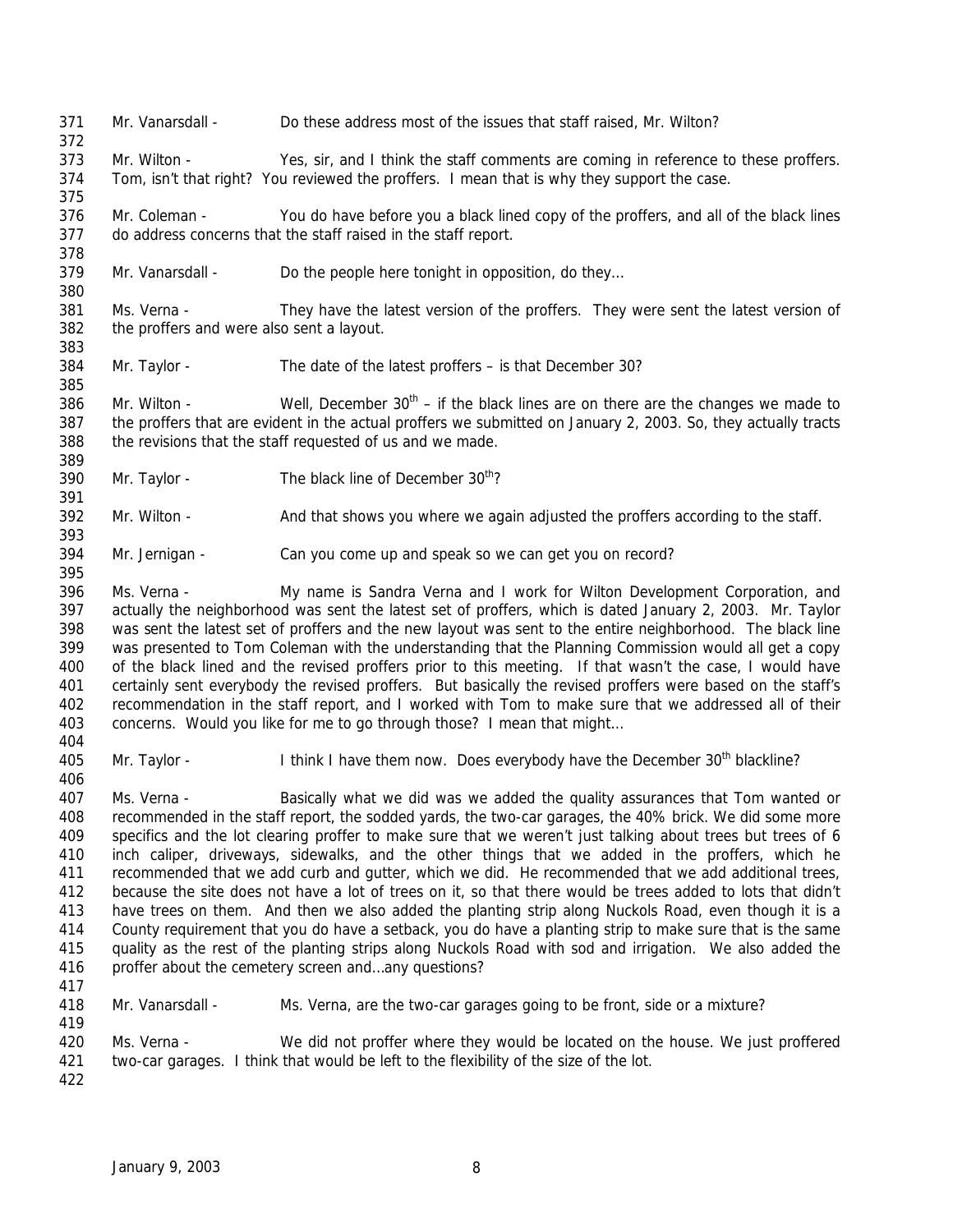Mr. Vanarsdall - Do these address most of the issues that staff raised, Mr. Wilton?

Mr. Wilton - Yes, sir, and I think the staff comments are coming in reference to these proffers. Tom, isn't that right? You reviewed the proffers. I mean that is why they support the case.

Mr. Coleman - You do have before you a black lined copy of the proffers, and all of the black lines do address concerns that the staff raised in the staff report.

Mr. Vanarsdall - Do the people here tonight in opposition, do they…

Ms. Verna - They have the latest version of the proffers. They were sent the latest version of the proffers and were also sent a layout.

Mr. Taylor - The date of the latest proffers – is that December 30?

Mr. Wilton - Well, December 30th – if the black lines are on there are the changes we made to the proffers that are evident in the actual proffers we submitted on January 2, 2003. So, they actually tracts the revisions that the staff requested of us and we made.

Mr. Taylor - The black line of December 30th?

Mr. Wilton - And that shows you where we again adjusted the proffers according to the staff.

Mr. Jernigan - Can you come up and speak so we can get you on record?

Ms. Verna - My name is Sandra Verna and I work for Wilton Development Corporation, and actually the neighborhood was sent the latest set of proffers, which is dated January 2, 2003. Mr. Taylor was sent the latest set of proffers and the new layout was sent to the entire neighborhood. The black line was presented to Tom Coleman with the understanding that the Planning Commission would all get a copy of the black lined and the revised proffers prior to this meeting. If that wasn't the case, I would have certainly sent everybody the revised proffers. But basically the revised proffers were based on the staff's recommendation in the staff report, and I worked with Tom to make sure that we addressed all of their concerns. Would you like for me to go through those? I mean that might…

Mr. Taylor - I think I have them now. Does everybody have the December 30th blackline?

Ms. Verna - Basically what we did was we added the quality assurances that Tom wanted or recommended in the staff report, the sodded yards, the two-car garages, the 40% brick. We did some more specifics and the lot clearing proffer to make sure that we weren't just talking about trees but trees of 6 inch caliper, driveways, sidewalks, and the other things that we added in the proffers, which he recommended that we add curb and gutter, which we did. He recommended that we add additional trees, because the site does not have a lot of trees on it, so that there would be trees added to lots that didn't have trees on them. And then we also added the planting strip along Nuckols Road, even though it is a County requirement that you do have a setback, you do have a planting strip to make sure that is the same quality as the rest of the planting strips along Nuckols Road with sod and irrigation. We also added the proffer about the cemetery screen and…any questions?

Mr. Vanarsdall - Ms. Verna, are the two-car garages going to be front, side or a mixture?

Ms. Verna - We did not proffer where they would be located on the house. We just proffered two-car garages. I think that would be left to the flexibility of the size of the lot.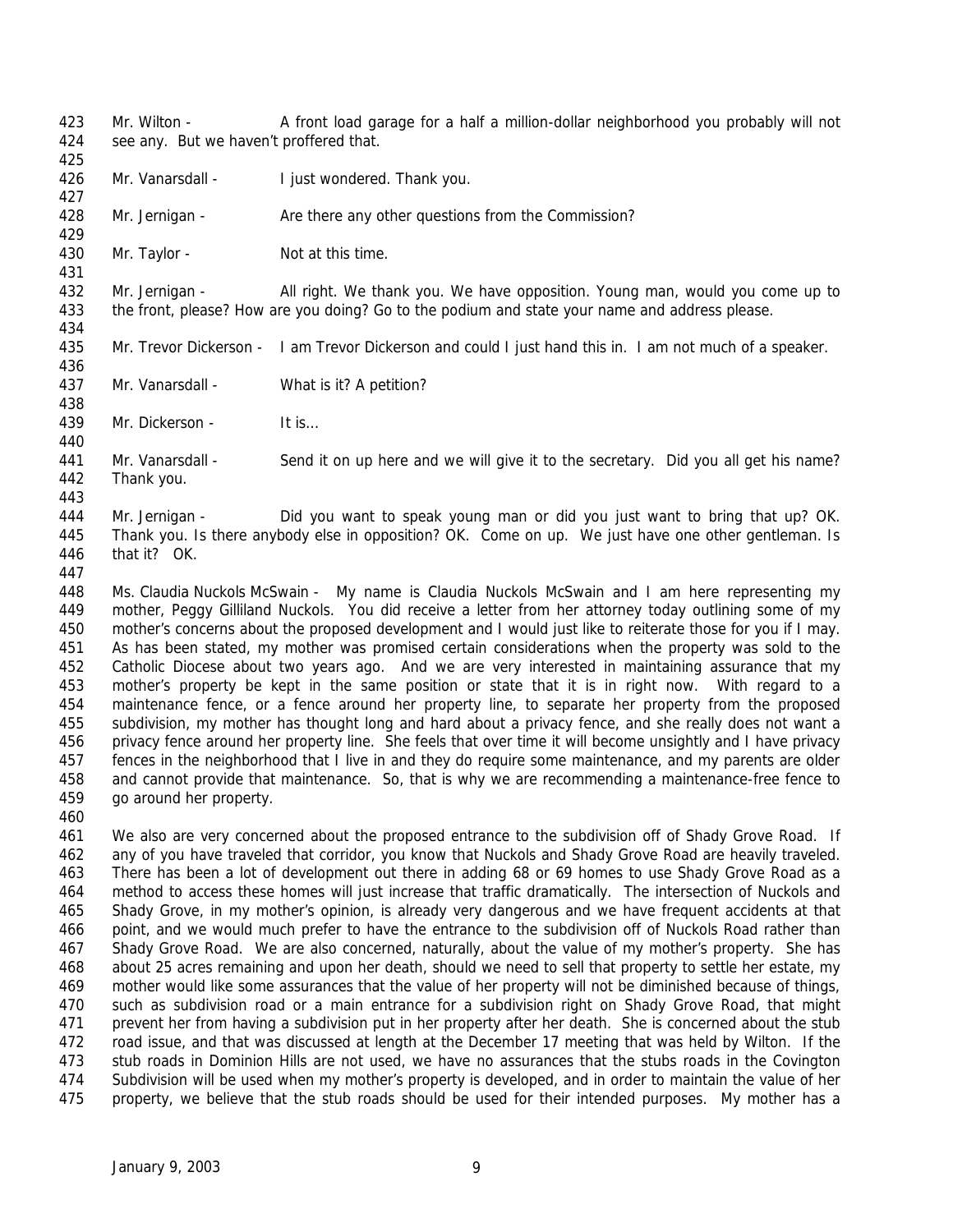Mr. Wilton - A front load garage for a half a million-dollar neighborhood you probably will not see any. But we haven't proffered that.

Mr. Vanarsdall - I just wondered. Thank you.

Mr. Jernigan - Are there any other questions from the Commission?

Mr. Taylor - Not at this time.

Mr. Jernigan - All right. We thank you. We have opposition. Young man, would you come up to the front, please? How are you doing? Go to the podium and state your name and address please.

Mr. Trevor Dickerson - I am Trevor Dickerson and could I just hand this in. I am not much of a speaker.

Mr. Vanarsdall - What is it? A petition?

Mr. Dickerson - It is…

Mr. Vanarsdall - Send it on up here and we will give it to the secretary. Did you all get his name? Thank you.

Mr. Jernigan - Did you want to speak young man or did you just want to bring that up? OK. Thank you. Is there anybody else in opposition? OK. Come on up. We just have one other gentleman. Is that it? OK.

Ms. Claudia Nuckols McSwain - My name is Claudia Nuckols McSwain and I am here representing my mother, Peggy Gilliland Nuckols. You did receive a letter from her attorney today outlining some of my mother's concerns about the proposed development and I would just like to reiterate those for you if I may. As has been stated, my mother was promised certain considerations when the property was sold to the Catholic Diocese about two years ago. And we are very interested in maintaining assurance that my mother's property be kept in the same position or state that it is in right now. With regard to a maintenance fence, or a fence around her property line, to separate her property from the proposed subdivision, my mother has thought long and hard about a privacy fence, and she really does not want a privacy fence around her property line. She feels that over time it will become unsightly and I have privacy fences in the neighborhood that I live in and they do require some maintenance, and my parents are older and cannot provide that maintenance. So, that is why we are recommending a maintenance-free fence to go around her property.

We also are very concerned about the proposed entrance to the subdivision off of Shady Grove Road. If any of you have traveled that corridor, you know that Nuckols and Shady Grove Road are heavily traveled. There has been a lot of development out there in adding 68 or 69 homes to use Shady Grove Road as a method to access these homes will just increase that traffic dramatically. The intersection of Nuckols and Shady Grove, in my mother's opinion, is already very dangerous and we have frequent accidents at that point, and we would much prefer to have the entrance to the subdivision off of Nuckols Road rather than Shady Grove Road. We are also concerned, naturally, about the value of my mother's property. She has about 25 acres remaining and upon her death, should we need to sell that property to settle her estate, my mother would like some assurances that the value of her property will not be diminished because of things, such as subdivision road or a main entrance for a subdivision right on Shady Grove Road, that might prevent her from having a subdivision put in her property after her death. She is concerned about the stub road issue, and that was discussed at length at the December 17 meeting that was held by Wilton. If the stub roads in Dominion Hills are not used, we have no assurances that the stubs roads in the Covington Subdivision will be used when my mother's property is developed, and in order to maintain the value of her property, we believe that the stub roads should be used for their intended purposes. My mother has a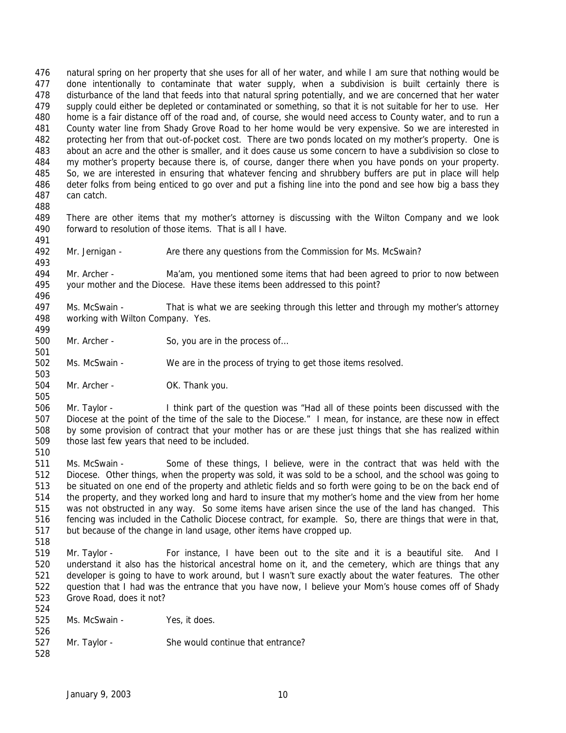natural spring on her property that she uses for all of her water, and while I am sure that nothing would be done intentionally to contaminate that water supply, when a subdivision is built certainly there is disturbance of the land that feeds into that natural spring potentially, and we are concerned that her water supply could either be depleted or contaminated or something, so that it is not suitable for her to use. Her home is a fair distance off of the road and, of course, she would need access to County water, and to run a County water line from Shady Grove Road to her home would be very expensive. So we are interested in protecting her from that out-of-pocket cost. There are two ponds located on my mother's property. One is about an acre and the other is smaller, and it does cause us some concern to have a subdivision so close to my mother's property because there is, of course, danger there when you have ponds on your property. So, we are interested in ensuring that whatever fencing and shrubbery buffers are put in place will help deter folks from being enticed to go over and put a fishing line into the pond and see how big a bass they can catch.

There are other items that my mother's attorney is discussing with the Wilton Company and we look forward to resolution of those items. That is all I have.

Mr. Jernigan - Are there any questions from the Commission for Ms. McSwain?

Mr. Archer - Ma'am, you mentioned some items that had been agreed to prior to now between your mother and the Diocese. Have these items been addressed to this point?

Ms. McSwain - That is what we are seeking through this letter and through my mother's attorney working with Wilton Company. Yes.

Mr. Archer - So, you are in the process of…

Ms. McSwain - We are in the process of trying to get those items resolved.

Mr. Archer - OK. Thank you.

Mr. Taylor - I think part of the question was "Had all of these points been discussed with the Diocese at the point of the time of the sale to the Diocese." I mean, for instance, are these now in effect by some provision of contract that your mother has or are these just things that she has realized within those last few years that need to be included.

Ms. McSwain - Some of these things, I believe, were in the contract that was held with the Diocese. Other things, when the property was sold, it was sold to be a school, and the school was going to be situated on one end of the property and athletic fields and so forth were going to be on the back end of the property, and they worked long and hard to insure that my mother's home and the view from her home was not obstructed in any way. So some items have arisen since the use of the land has changed. This fencing was included in the Catholic Diocese contract, for example. So, there are things that were in that, but because of the change in land usage, other items have cropped up.

Mr. Taylor - For instance, I have been out to the site and it is a beautiful site. And I understand it also has the historical ancestral home on it, and the cemetery, which are things that any developer is going to have to work around, but I wasn't sure exactly about the water features. The other question that I had was the entrance that you have now, I believe your Mom's house comes off of Shady Grove Road, does it not?

Ms. McSwain - Yes, it does.

Mr. Taylor - She would continue that entrance?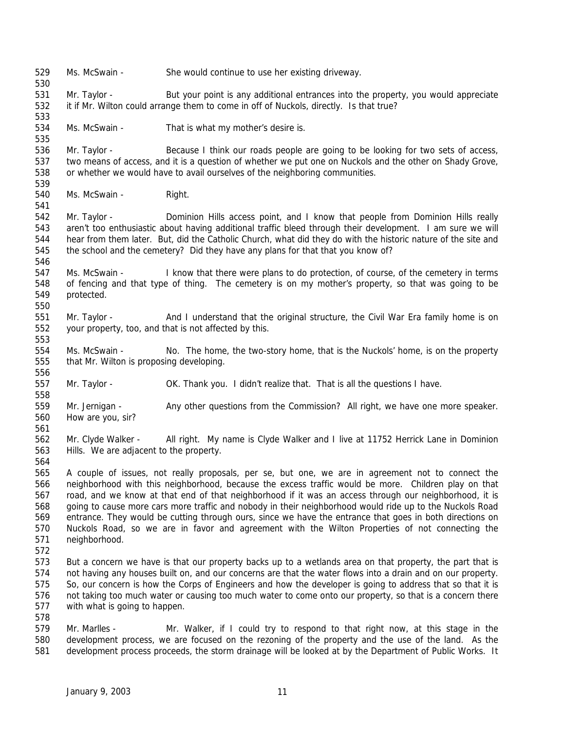Ms. McSwain - She would continue to use her existing driveway.

Mr. Taylor - But your point is any additional entrances into the property, you would appreciate it if Mr. Wilton could arrange them to come in off of Nuckols, directly. Is that true?

Ms. McSwain - That is what my mother's desire is.

Mr. Taylor - Because I think our roads people are going to be looking for two sets of access, two means of access, and it is a question of whether we put one on Nuckols and the other on Shady Grove, or whether we would have to avail ourselves of the neighboring communities.

Ms. McSwain - Right.

Mr. Taylor - Dominion Hills access point, and I know that people from Dominion Hills really aren't too enthusiastic about having additional traffic bleed through their development. I am sure we will hear from them later. But, did the Catholic Church, what did they do with the historic nature of the site and the school and the cemetery? Did they have any plans for that that you know of?

Ms. McSwain - I know that there were plans to do protection, of course, of the cemetery in terms of fencing and that type of thing. The cemetery is on my mother's property, so that was going to be protected.

Mr. Taylor - And I understand that the original structure, the Civil War Era family home is on your property, too, and that is not affected by this.

Ms. McSwain - No. The home, the two-story home, that is the Nuckols' home, is on the property that Mr. Wilton is proposing developing.

Mr. Taylor - OK. Thank you. I didn't realize that. That is all the questions I have.

Mr. Jernigan - Any other questions from the Commission? All right, we have one more speaker. How are you, sir?

Mr. Clyde Walker - All right. My name is Clyde Walker and I live at 11752 Herrick Lane in Dominion Hills. We are adjacent to the property.

A couple of issues, not really proposals, per se, but one, we are in agreement not to connect the neighborhood with this neighborhood, because the excess traffic would be more. Children play on that road, and we know at that end of that neighborhood if it was an access through our neighborhood, it is going to cause more cars more traffic and nobody in their neighborhood would ride up to the Nuckols Road entrance. They would be cutting through ours, since we have the entrance that goes in both directions on Nuckols Road, so we are in favor and agreement with the Wilton Properties of not connecting the neighborhood.

But a concern we have is that our property backs up to a wetlands area on that property, the part that is not having any houses built on, and our concerns are that the water flows into a drain and on our property. So, our concern is how the Corps of Engineers and how the developer is going to address that so that it is not taking too much water or causing too much water to come onto our property, so that is a concern there with what is going to happen.

Mr. Marlles - Mr. Walker, if I could try to respond to that right now, at this stage in the development process, we are focused on the rezoning of the property and the use of the land. As the development process proceeds, the storm drainage will be looked at by the Department of Public Works. It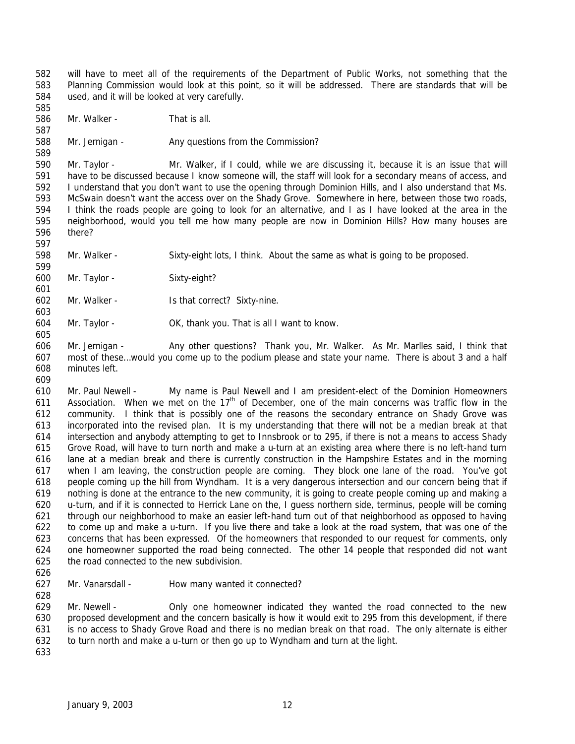will have to meet all of the requirements of the Department of Public Works, not something that the Planning Commission would look at this point, so it will be addressed. There are standards that will be used, and it will be looked at very carefully.

Mr. Walker - That is all.

Mr. Jernigan - Any questions from the Commission?

Mr. Taylor - Mr. Walker, if I could, while we are discussing it, because it is an issue that will have to be discussed because I know someone will, the staff will look for a secondary means of access, and I understand that you don't want to use the opening through Dominion Hills, and I also understand that Ms. McSwain doesn't want the access over on the Shady Grove. Somewhere in here, between those two roads, I think the roads people are going to look for an alternative, and I as I have looked at the area in the neighborhood, would you tell me how many people are now in Dominion Hills? How many houses are there?

Mr. Walker - Sixty-eight lots, I think. About the same as what is going to be proposed.

Mr. Taylor - Sixty-eight?

Mr. Walker - Is that correct? Sixty-nine.

Mr. Taylor - OK, thank you. That is all I want to know.

Mr. Jernigan - Any other questions? Thank you, Mr. Walker. As Mr. Marlles said, I think that most of these…would you come up to the podium please and state your name. There is about 3 and a half minutes left.

Mr. Paul Newell - My name is Paul Newell and I am president-elect of the Dominion Homeowners Association. When we met on the 17th of December, one of the main concerns was traffic flow in the community. I think that is possibly one of the reasons the secondary entrance on Shady Grove was incorporated into the revised plan. It is my understanding that there will not be a median break at that intersection and anybody attempting to get to Innsbrook or to 295, if there is not a means to access Shady Grove Road, will have to turn north and make a u-turn at an existing area where there is no left-hand turn lane at a median break and there is currently construction in the Hampshire Estates and in the morning when I am leaving, the construction people are coming. They block one lane of the road. You've got people coming up the hill from Wyndham. It is a very dangerous intersection and our concern being that if nothing is done at the entrance to the new community, it is going to create people coming up and making a u-turn, and if it is connected to Herrick Lane on the, I guess northern side, terminus, people will be coming through our neighborhood to make an easier left-hand turn out of that neighborhood as opposed to having to come up and make a u-turn. If you live there and take a look at the road system, that was one of the concerns that has been expressed. Of the homeowners that responded to our request for comments, only one homeowner supported the road being connected. The other 14 people that responded did not want the road connected to the new subdivision.

Mr. Vanarsdall - How many wanted it connected?

Mr. Newell - Only one homeowner indicated they wanted the road connected to the new proposed development and the concern basically is how it would exit to 295 from this development, if there is no access to Shady Grove Road and there is no median break on that road. The only alternate is either to turn north and make a u-turn or then go up to Wyndham and turn at the light.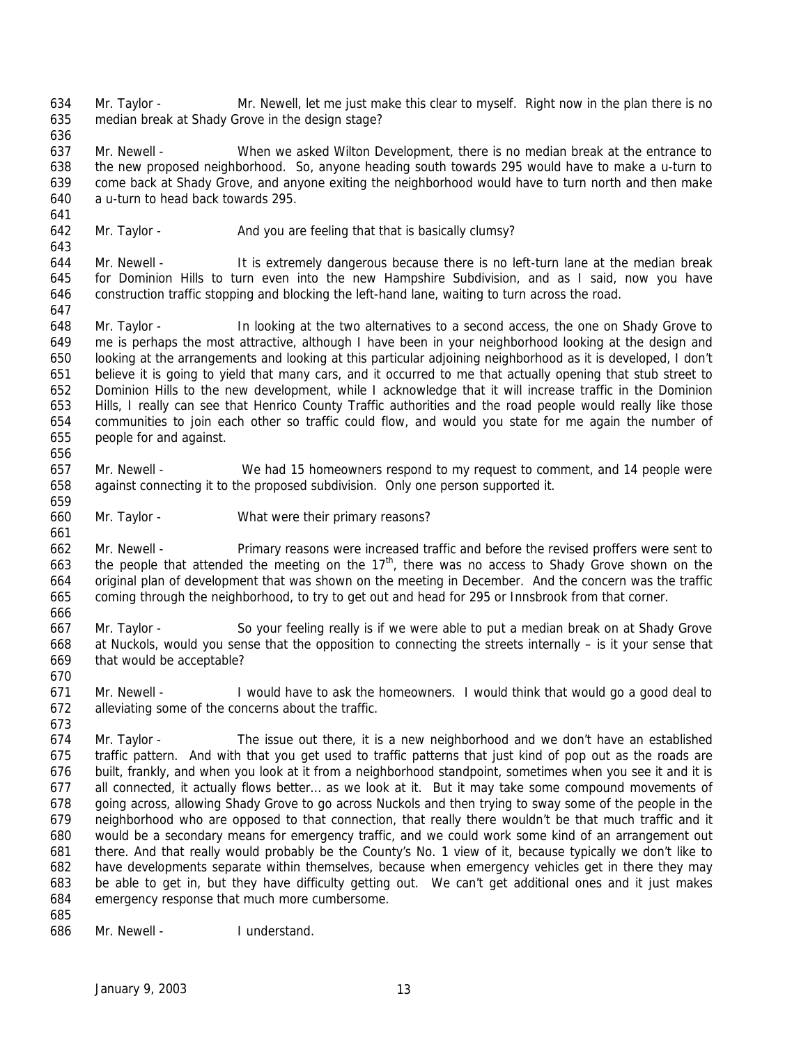Mr. Taylor - Mr. Newell, let me just make this clear to myself. Right now in the plan there is no median break at Shady Grove in the design stage?

Mr. Newell - When we asked Wilton Development, there is no median break at the entrance to the new proposed neighborhood. So, anyone heading south towards 295 would have to make a u-turn to come back at Shady Grove, and anyone exiting the neighborhood would have to turn north and then make a u-turn to head back towards 295.

Mr. Taylor - And you are feeling that that is basically clumsy?

Mr. Newell - It is extremely dangerous because there is no left-turn lane at the median break for Dominion Hills to turn even into the new Hampshire Subdivision, and as I said, now you have construction traffic stopping and blocking the left-hand lane, waiting to turn across the road.

Mr. Taylor - In looking at the two alternatives to a second access, the one on Shady Grove to me is perhaps the most attractive, although I have been in your neighborhood looking at the design and looking at the arrangements and looking at this particular adjoining neighborhood as it is developed, I don't believe it is going to yield that many cars, and it occurred to me that actually opening that stub street to Dominion Hills to the new development, while I acknowledge that it will increase traffic in the Dominion Hills, I really can see that Henrico County Traffic authorities and the road people would really like those communities to join each other so traffic could flow, and would you state for me again the number of people for and against.

Mr. Newell - We had 15 homeowners respond to my request to comment, and 14 people were against connecting it to the proposed subdivision. Only one person supported it.

Mr. Taylor - What were their primary reasons?

Mr. Newell - Primary reasons were increased traffic and before the revised proffers were sent to the people that attended the meeting on the 17th, there was no access to Shady Grove shown on the original plan of development that was shown on the meeting in December. And the concern was the traffic coming through the neighborhood, to try to get out and head for 295 or Innsbrook from that corner.

Mr. Taylor - So your feeling really is if we were able to put a median break on at Shady Grove at Nuckols, would you sense that the opposition to connecting the streets internally – is it your sense that that would be acceptable?

Mr. Newell - I would have to ask the homeowners. I would think that would go a good deal to alleviating some of the concerns about the traffic.

Mr. Taylor - The issue out there, it is a new neighborhood and we don't have an established traffic pattern. And with that you get used to traffic patterns that just kind of pop out as the roads are built, frankly, and when you look at it from a neighborhood standpoint, sometimes when you see it and it is all connected, it actually flows better… as we look at it. But it may take some compound movements of going across, allowing Shady Grove to go across Nuckols and then trying to sway some of the people in the neighborhood who are opposed to that connection, that really there wouldn't be that much traffic and it would be a secondary means for emergency traffic, and we could work some kind of an arrangement out there. And that really would probably be the County's No. 1 view of it, because typically we don't like to have developments separate within themselves, because when emergency vehicles get in there they may be able to get in, but they have difficulty getting out. We can't get additional ones and it just makes emergency response that much more cumbersome.

Mr. Newell - I understand.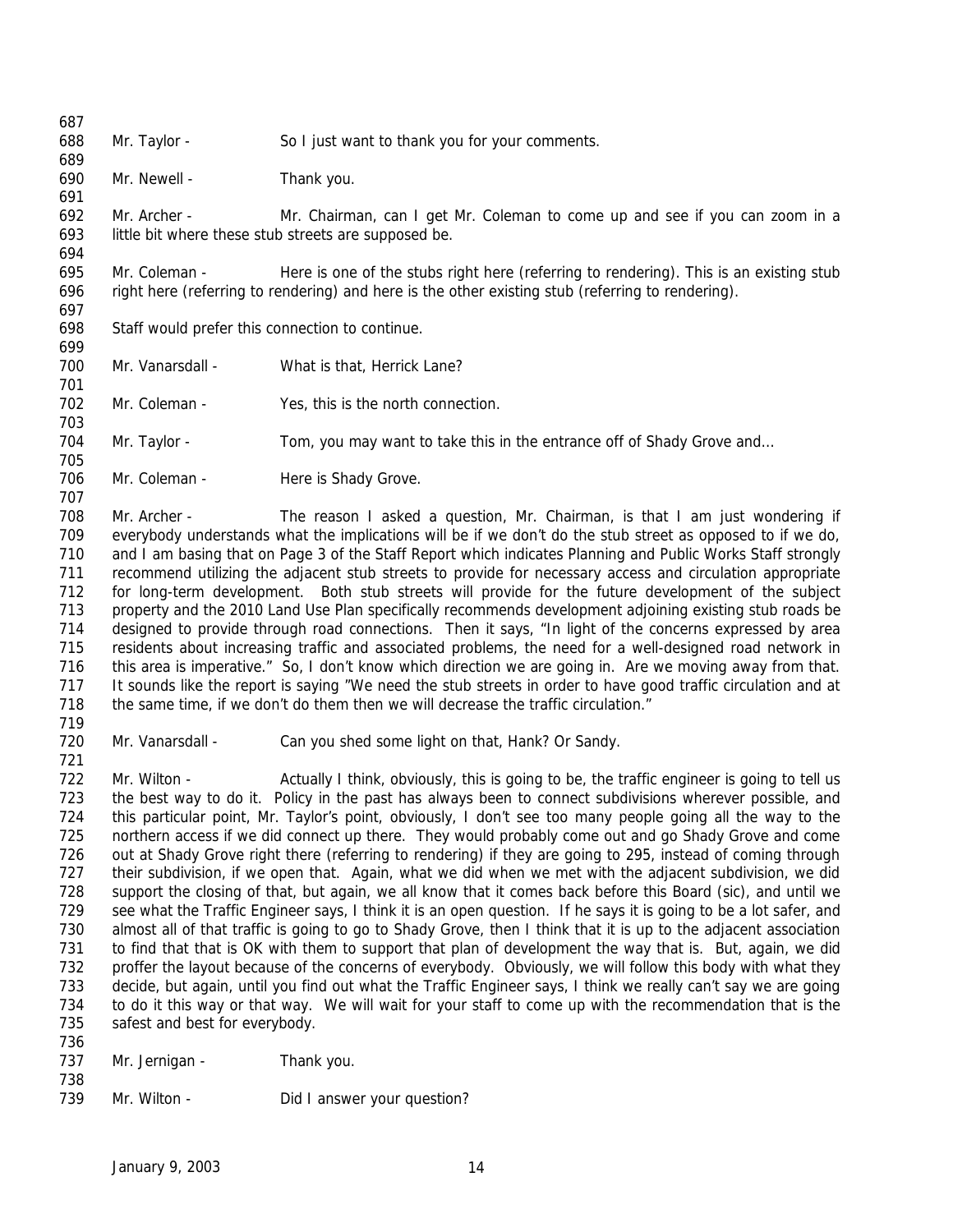Mr. Taylor - So I just want to thank you for your comments.

Mr. Newell - Thank you.

Mr. Archer - Mr. Chairman, can I get Mr. Coleman to come up and see if you can zoom in a little bit where these stub streets are supposed be.

Mr. Coleman - Here is one of the stubs right here (referring to rendering). This is an existing stub right here (referring to rendering) and here is the other existing stub (referring to rendering).

Staff would prefer this connection to continue.

Mr. Vanarsdall - What is that, Herrick Lane?

Mr. Coleman - Yes, this is the north connection.

Mr. Taylor - Tom, you may want to take this in the entrance off of Shady Grove and…

Mr. Coleman - Here is Shady Grove.

Mr. Archer - The reason I asked a question, Mr. Chairman, is that I am just wondering if everybody understands what the implications will be if we don't do the stub street as opposed to if we do, and I am basing that on Page 3 of the Staff Report which indicates Planning and Public Works Staff strongly recommend utilizing the adjacent stub streets to provide for necessary access and circulation appropriate for long-term development. Both stub streets will provide for the future development of the subject property and the 2010 Land Use Plan specifically recommends development adjoining existing stub roads be designed to provide through road connections. Then it says, "In light of the concerns expressed by area residents about increasing traffic and associated problems, the need for a well-designed road network in this area is imperative." So, I don't know which direction we are going in. Are we moving away from that. It sounds like the report is saying "We need the stub streets in order to have good traffic circulation and at the same time, if we don't do them then we will decrease the traffic circulation."

Mr. Vanarsdall - Can you shed some light on that, Hank? Or Sandy.

Mr. Wilton - Actually I think, obviously, this is going to be, the traffic engineer is going to tell us the best way to do it. Policy in the past has always been to connect subdivisions wherever possible, and this particular point, Mr. Taylor's point, obviously, I don't see too many people going all the way to the northern access if we did connect up there. They would probably come out and go Shady Grove and come out at Shady Grove right there (referring to rendering) if they are going to 295, instead of coming through their subdivision, if we open that. Again, what we did when we met with the adjacent subdivision, we did support the closing of that, but again, we all know that it comes back before this Board (sic), and until we see what the Traffic Engineer says, I think it is an open question. If he says it is going to be a lot safer, and almost all of that traffic is going to go to Shady Grove, then I think that it is up to the adjacent association to find that that is OK with them to support that plan of development the way that is. But, again, we did proffer the layout because of the concerns of everybody. Obviously, we will follow this body with what they decide, but again, until you find out what the Traffic Engineer says, I think we really can't say we are going to do it this way or that way. We will wait for your staff to come up with the recommendation that is the safest and best for everybody.

Mr. Jernigan - Thank you.

Mr. Wilton - Did I answer your question?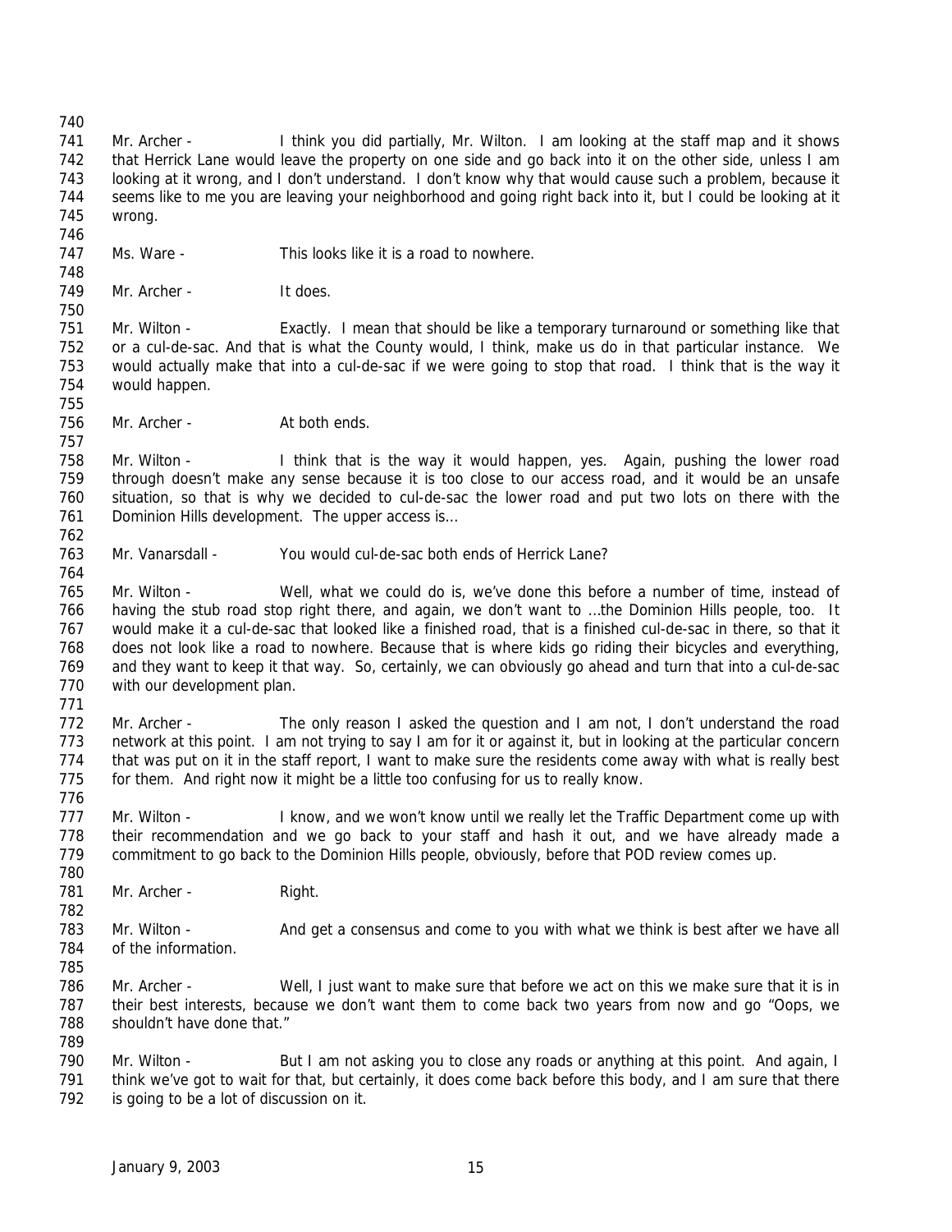Mr. Archer - I think you did partially, Mr. Wilton. I am looking at the staff map and it shows that Herrick Lane would leave the property on one side and go back into it on the other side, unless I am looking at it wrong, and I don't understand. I don't know why that would cause such a problem, because it seems like to me you are leaving your neighborhood and going right back into it, but I could be looking at it wrong.

Ms. Ware - This looks like it is a road to nowhere.

Mr. Archer - It does.

Mr. Wilton - Exactly. I mean that should be like a temporary turnaround or something like that or a cul-de-sac. And that is what the County would, I think, make us do in that particular instance. We would actually make that into a cul-de-sac if we were going to stop that road. I think that is the way it would happen.

Mr. Archer - At both ends.

Mr. Wilton - I think that is the way it would happen, yes. Again, pushing the lower road through doesn't make any sense because it is too close to our access road, and it would be an unsafe situation, so that is why we decided to cul-de-sac the lower road and put two lots on there with the Dominion Hills development. The upper access is…

Mr. Vanarsdall - You would cul-de-sac both ends of Herrick Lane?

Mr. Wilton - Well, what we could do is, we've done this before a number of time, instead of having the stub road stop right there, and again, we don't want to …the Dominion Hills people, too. It would make it a cul-de-sac that looked like a finished road, that is a finished cul-de-sac in there, so that it does not look like a road to nowhere. Because that is where kids go riding their bicycles and everything, and they want to keep it that way. So, certainly, we can obviously go ahead and turn that into a cul-de-sac with our development plan.

Mr. Archer - The only reason I asked the question and I am not, I don't understand the road network at this point. I am not trying to say I am for it or against it, but in looking at the particular concern that was put on it in the staff report, I want to make sure the residents come away with what is really best for them. And right now it might be a little too confusing for us to really know.

Mr. Wilton - I know, and we won't know until we really let the Traffic Department come up with their recommendation and we go back to your staff and hash it out, and we have already made a commitment to go back to the Dominion Hills people, obviously, before that POD review comes up.

Mr. Archer - Right.

Mr. Wilton - And get a consensus and come to you with what we think is best after we have all of the information.

Mr. Archer - Well, I just want to make sure that before we act on this we make sure that it is in their best interests, because we don't want them to come back two years from now and go "Oops, we shouldn't have done that."

Mr. Wilton - But I am not asking you to close any roads or anything at this point. And again, I think we've got to wait for that, but certainly, it does come back before this body, and I am sure that there is going to be a lot of discussion on it.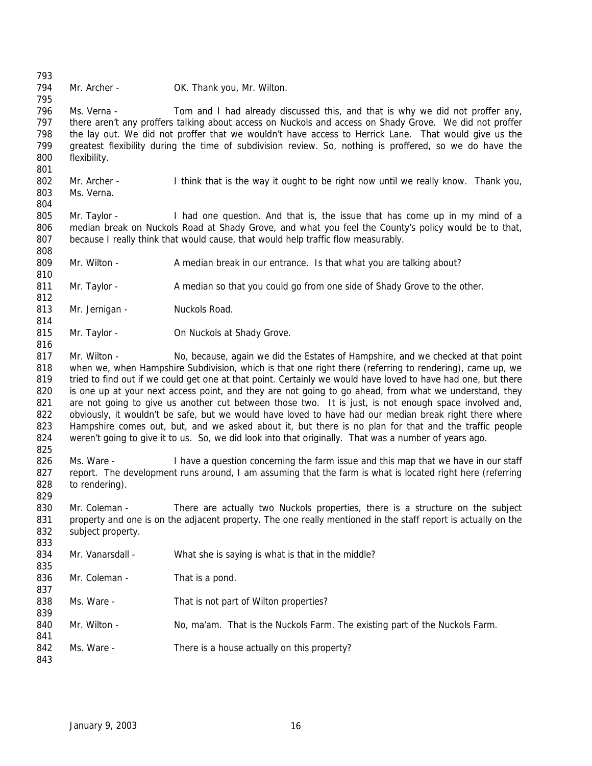Mr. Archer - OK. Thank you, Mr. Wilton.

Ms. Verna - Tom and I had already discussed this, and that is why we did not proffer any, there aren't any proffers talking about access on Nuckols and access on Shady Grove. We did not proffer the lay out. We did not proffer that we wouldn't have access to Herrick Lane. That would give us the greatest flexibility during the time of subdivision review. So, nothing is proffered, so we do have the flexibility.

Mr. Archer - I think that is the way it ought to be right now until we really know. Thank you, Ms. Verna.

Mr. Taylor - I had one question. And that is, the issue that has come up in my mind of a median break on Nuckols Road at Shady Grove, and what you feel the County's policy would be to that, because I really think that would cause, that would help traffic flow measurably.

Mr. Wilton - A median break in our entrance. Is that what you are talking about?

Mr. Taylor - A median so that you could go from one side of Shady Grove to the other.

Mr. Jernigan - Nuckols Road.

Mr. Taylor - On Nuckols at Shady Grove.

Mr. Wilton - No, because, again we did the Estates of Hampshire, and we checked at that point when we, when Hampshire Subdivision, which is that one right there (referring to rendering), came up, we tried to find out if we could get one at that point. Certainly we would have loved to have had one, but there is one up at your next access point, and they are not going to go ahead, from what we understand, they are not going to give us another cut between those two. It is just, is not enough space involved and, obviously, it wouldn't be safe, but we would have loved to have had our median break right there where Hampshire comes out, but, and we asked about it, but there is no plan for that and the traffic people weren't going to give it to us. So, we did look into that originally. That was a number of years ago.

Ms. Ware - I have a question concerning the farm issue and this map that we have in our staff report. The development runs around, I am assuming that the farm is what is located right here (referring to rendering).

Mr. Coleman - There are actually two Nuckols properties, there is a structure on the subject property and one is on the adjacent property. The one really mentioned in the staff report is actually on the subject property.

Mr. Vanarsdall - What she is saying is what is that in the middle?

Mr. Coleman - That is a pond.

Ms. Ware - That is not part of Wilton properties?

Mr. Wilton - No, ma'am. That is the Nuckols Farm. The existing part of the Nuckols Farm.

Ms. Ware - There is a house actually on this property?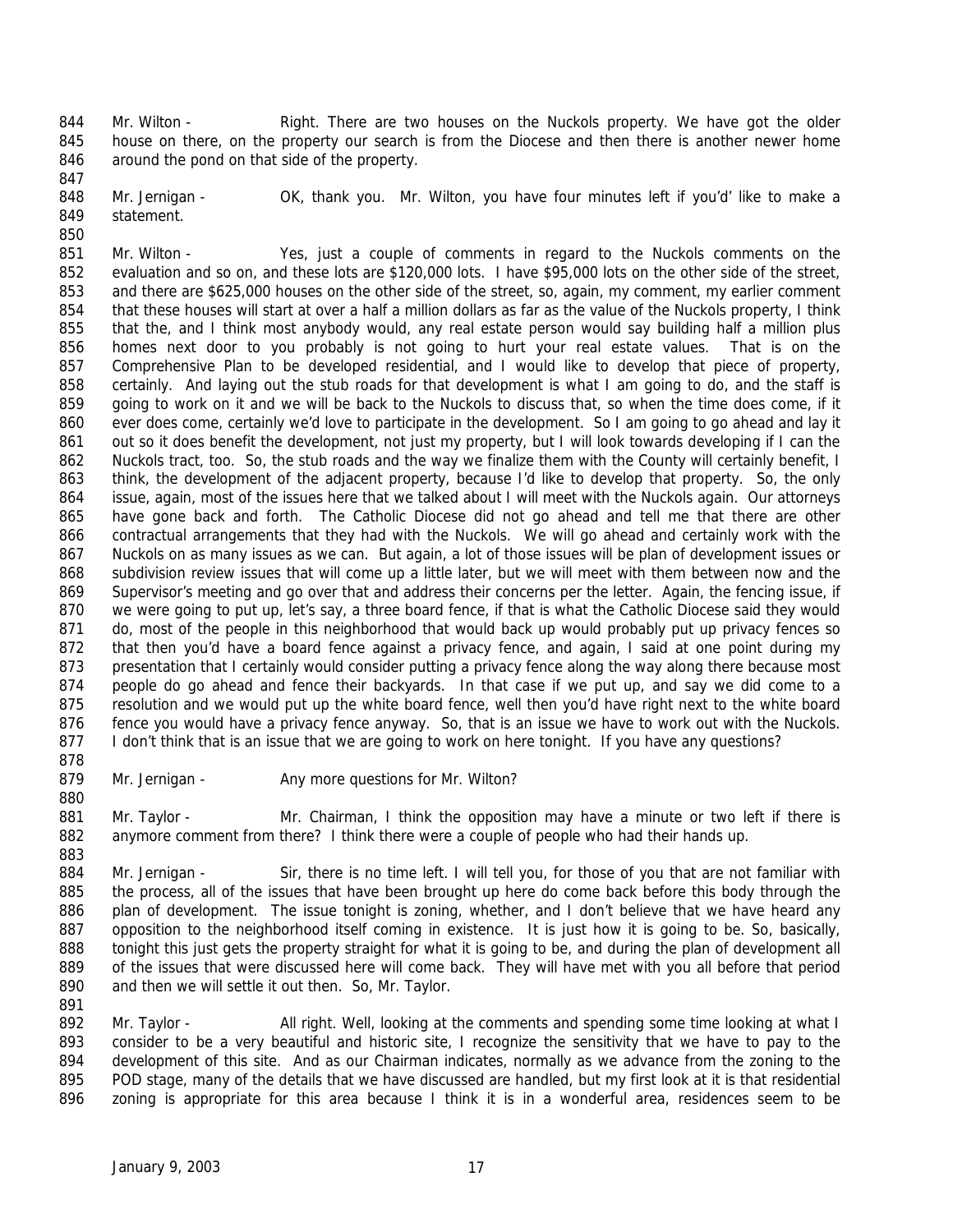844 Mr. Wilton - Right. There are two houses on the Nuckols property. We have got the older
845 house on there, on the property our search is from the Diocese and then there is another newer home
846 around the pond on that side of the property.

848 Mr. Jernigan - OK, thank you. Mr. Wilton, you have four minutes left if you'd' like to make a
849 statement.

851 Mr. Wilton - Yes, just a couple of comments in regard to the Nuckols comments on the
852 evaluation and so on, and these lots are $120,000 lots. I have $95,000 lots on the other side of the street,
853 and there are $625,000 houses on the other side of the street, so, again, my comment, my earlier comment
854 that these houses will start at over a half a million dollars as far as the value of the Nuckols property, I think
855 that the, and I think most anybody would, any real estate person would say building half a million plus
856 homes next door to you probably is not going to hurt your real estate values. That is on the
857 Comprehensive Plan to be developed residential, and I would like to develop that piece of property,
858 certainly. And laying out the stub roads for that development is what I am going to do, and the staff is
859 going to work on it and we will be back to the Nuckols to discuss that, so when the time does come, if it
860 ever does come, certainly we'd love to participate in the development. So I am going to go ahead and lay it
861 out so it does benefit the development, not just my property, but I will look towards developing if I can the
862 Nuckols tract, too. So, the stub roads and the way we finalize them with the County will certainly benefit, I
863 think, the development of the adjacent property, because I'd like to develop that property. So, the only
864 issue, again, most of the issues here that we talked about I will meet with the Nuckols again. Our attorneys
865 have gone back and forth. The Catholic Diocese did not go ahead and tell me that there are other
866 contractual arrangements that they had with the Nuckols. We will go ahead and certainly work with the
867 Nuckols on as many issues as we can. But again, a lot of those issues will be plan of development issues or
868 subdivision review issues that will come up a little later, but we will meet with them between now and the
869 Supervisor's meeting and go over that and address their concerns per the letter. Again, the fencing issue, if
870 we were going to put up, let's say, a three board fence, if that is what the Catholic Diocese said they would
871 do, most of the people in this neighborhood that would back up would probably put up privacy fences so
872 that then you'd have a board fence against a privacy fence, and again, I said at one point during my
873 presentation that I certainly would consider putting a privacy fence along the way along there because most
874 people do go ahead and fence their backyards. In that case if we put up, and say we did come to a
875 resolution and we would put up the white board fence, well then you'd have right next to the white board
876 fence you would have a privacy fence anyway. So, that is an issue we have to work out with the Nuckols.
877 I don't think that is an issue that we are going to work on here tonight. If you have any questions?

879 Mr. Jernigan - Any more questions for Mr. Wilton?

881 Mr. Taylor - Mr. Chairman, I think the opposition may have a minute or two left if there is
882 anymore comment from there? I think there were a couple of people who had their hands up.

884 Mr. Jernigan - Sir, there is no time left. I will tell you, for those of you that are not familiar with
885 the process, all of the issues that have been brought up here do come back before this body through the
886 plan of development. The issue tonight is zoning, whether, and I don't believe that we have heard any
887 opposition to the neighborhood itself coming in existence. It is just how it is going to be. So, basically,
888 tonight this just gets the property straight for what it is going to be, and during the plan of development all
889 of the issues that were discussed here will come back. They will have met with you all before that period
890 and then we will settle it out then. So, Mr. Taylor.

892 Mr. Taylor - All right. Well, looking at the comments and spending some time looking at what I
893 consider to be a very beautiful and historic site, I recognize the sensitivity that we have to pay to the
894 development of this site. And as our Chairman indicates, normally as we advance from the zoning to the
895 POD stage, many of the details that we have discussed are handled, but my first look at it is that residential
896 zoning is appropriate for this area because I think it is in a wonderful area, residences seem to be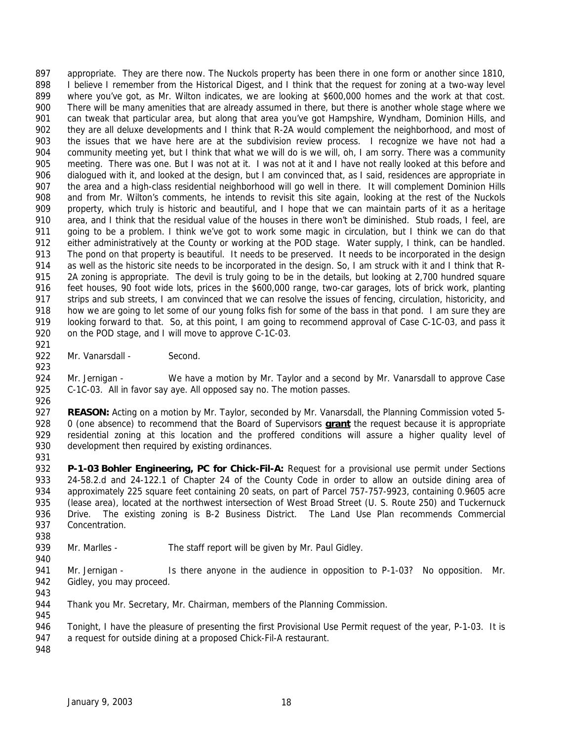appropriate. They are there now. The Nuckols property has been there in one form or another since 1810, I believe I remember from the Historical Digest, and I think that the request for zoning at a two-way level where you've got, as Mr. Wilton indicates, we are looking at $600,000 homes and the work at that cost. There will be many amenities that are already assumed in there, but there is another whole stage where we can tweak that particular area, but along that area you've got Hampshire, Wyndham, Dominion Hills, and they are all deluxe developments and I think that R-2A would complement the neighborhood, and most of the issues that we have here are at the subdivision review process. I recognize we have not had a community meeting yet, but I think that what we will do is we will, oh, I am sorry. There was a community meeting. There was one. But I was not at it. I was not at it and I have not really looked at this before and dialogued with it, and looked at the design, but I am convinced that, as I said, residences are appropriate in the area and a high-class residential neighborhood will go well in there. It will complement Dominion Hills and from Mr. Wilton's comments, he intends to revisit this site again, looking at the rest of the Nuckols property, which truly is historic and beautiful, and I hope that we can maintain parts of it as a heritage area, and I think that the residual value of the houses in there won't be diminished. Stub roads, I feel, are going to be a problem. I think we've got to work some magic in circulation, but I think we can do that either administratively at the County or working at the POD stage. Water supply, I think, can be handled. The pond on that property is beautiful. It needs to be preserved. It needs to be incorporated in the design as well as the historic site needs to be incorporated in the design. So, I am struck with it and I think that R-2A zoning is appropriate. The devil is truly going to be in the details, but looking at 2,700 hundred square feet houses, 90 foot wide lots, prices in the $600,000 range, two-car garages, lots of brick work, planting strips and sub streets, I am convinced that we can resolve the issues of fencing, circulation, historicity, and how we are going to let some of our young folks fish for some of the bass in that pond. I am sure they are looking forward to that. So, at this point, I am going to recommend approval of Case C-1C-03, and pass it on the POD stage, and I will move to approve C-1C-03.

Mr. Vanarsdall - Second.

Mr. Jernigan - We have a motion by Mr. Taylor and a second by Mr. Vanarsdall to approve Case C-1C-03. All in favor say aye. All opposed say no. The motion passes.

**REASON:** Acting on a motion by Mr. Taylor, seconded by Mr. Vanarsdall, the Planning Commission voted 5-0 (one absence) to recommend that the Board of Supervisors **grant** the request because it is appropriate residential zoning at this location and the proffered conditions will assure a higher quality level of development then required by existing ordinances.

**P-1-03 Bohler Engineering, PC for Chick-Fil-A:** Request for a provisional use permit under Sections 24-58.2.d and 24-122.1 of Chapter 24 of the County Code in order to allow an outside dining area of approximately 225 square feet containing 20 seats, on part of Parcel 757-757-9923, containing 0.9605 acre (lease area), located at the northwest intersection of West Broad Street (U. S. Route 250) and Tuckernuck Drive. The existing zoning is B-2 Business District. The Land Use Plan recommends Commercial Concentration.

Mr. Marlles - The staff report will be given by Mr. Paul Gidley.

Mr. Jernigan - Is there anyone in the audience in opposition to P-1-03? No opposition. Mr. Gidley, you may proceed.

Thank you Mr. Secretary, Mr. Chairman, members of the Planning Commission.

Tonight, I have the pleasure of presenting the first Provisional Use Permit request of the year, P-1-03. It is a request for outside dining at a proposed Chick-Fil-A restaurant.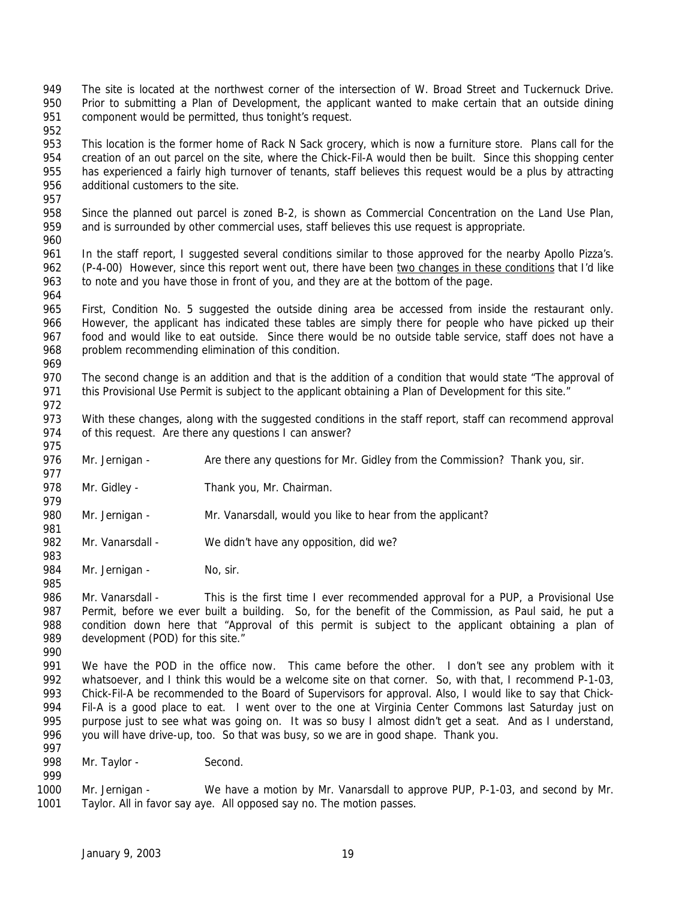The site is located at the northwest corner of the intersection of W. Broad Street and Tuckernuck Drive. Prior to submitting a Plan of Development, the applicant wanted to make certain that an outside dining component would be permitted, thus tonight's request.

This location is the former home of Rack N Sack grocery, which is now a furniture store. Plans call for the creation of an out parcel on the site, where the Chick-Fil-A would then be built. Since this shopping center has experienced a fairly high turnover of tenants, staff believes this request would be a plus by attracting additional customers to the site.

Since the planned out parcel is zoned B-2, is shown as Commercial Concentration on the Land Use Plan, and is surrounded by other commercial uses, staff believes this use request is appropriate.

In the staff report, I suggested several conditions similar to those approved for the nearby Apollo Pizza's. (P-4-00) However, since this report went out, there have been two changes in these conditions that I'd like to note and you have those in front of you, and they are at the bottom of the page.

First, Condition No. 5 suggested the outside dining area be accessed from inside the restaurant only. However, the applicant has indicated these tables are simply there for people who have picked up their food and would like to eat outside. Since there would be no outside table service, staff does not have a problem recommending elimination of this condition.

The second change is an addition and that is the addition of a condition that would state "The approval of this Provisional Use Permit is subject to the applicant obtaining a Plan of Development for this site."

With these changes, along with the suggested conditions in the staff report, staff can recommend approval of this request. Are there any questions I can answer?

Mr. Jernigan - Are there any questions for Mr. Gidley from the Commission? Thank you, sir.

Mr. Gidley - Thank you, Mr. Chairman.

Mr. Jernigan - Mr. Vanarsdall, would you like to hear from the applicant?

Mr. Vanarsdall - We didn't have any opposition, did we?

Mr. Jernigan - No, sir.

Mr. Vanarsdall - This is the first time I ever recommended approval for a PUP, a Provisional Use Permit, before we ever built a building. So, for the benefit of the Commission, as Paul said, he put a condition down here that "Approval of this permit is subject to the applicant obtaining a plan of development (POD) for this site."

We have the POD in the office now. This came before the other. I don't see any problem with it whatsoever, and I think this would be a welcome site on that corner. So, with that, I recommend P-1-03, Chick-Fil-A be recommended to the Board of Supervisors for approval. Also, I would like to say that Chick-Fil-A is a good place to eat. I went over to the one at Virginia Center Commons last Saturday just on purpose just to see what was going on. It was so busy I almost didn't get a seat. And as I understand, you will have drive-up, too. So that was busy, so we are in good shape. Thank you.

Mr. Taylor - Second.

Mr. Jernigan - We have a motion by Mr. Vanarsdall to approve PUP, P-1-03, and second by Mr. Taylor. All in favor say aye. All opposed say no. The motion passes.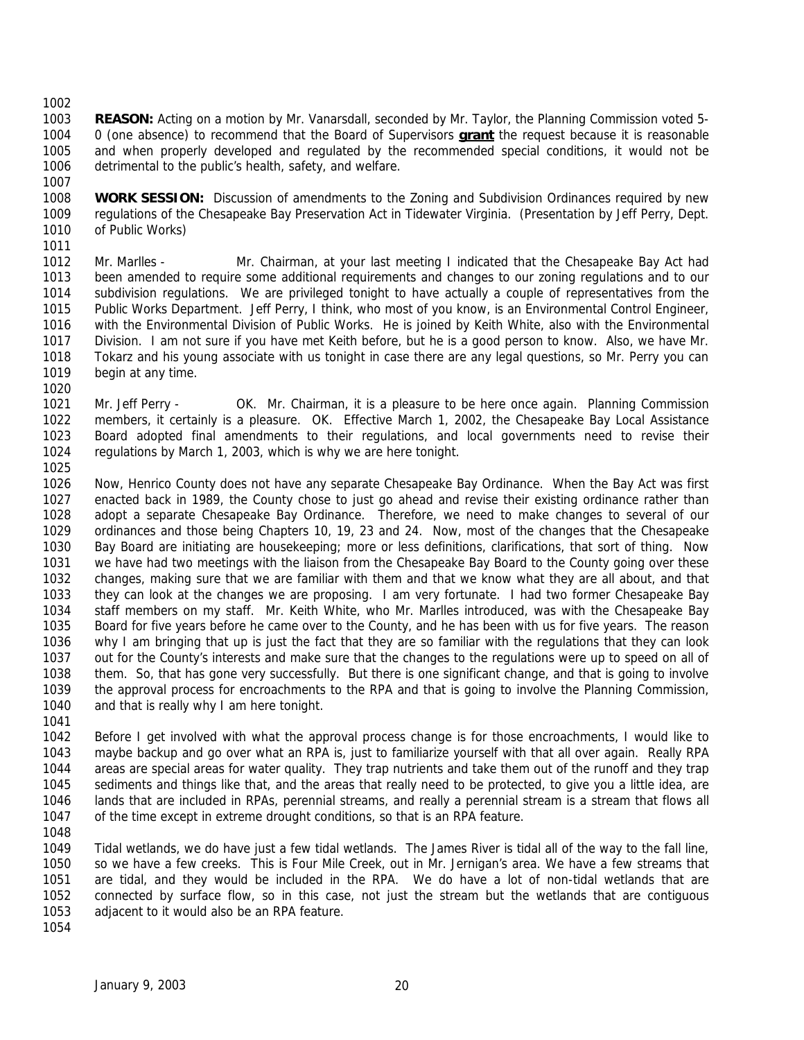**REASON:** Acting on a motion by Mr. Vanarsdall, seconded by Mr. Taylor, the Planning Commission voted 5-0 (one absence) to recommend that the Board of Supervisors **grant** the request because it is reasonable and when properly developed and regulated by the recommended special conditions, it would not be detrimental to the public's health, safety, and welfare.

**WORK SESSION:** Discussion of amendments to the Zoning and Subdivision Ordinances required by new regulations of the Chesapeake Bay Preservation Act in Tidewater Virginia. (Presentation by Jeff Perry, Dept. of Public Works)

Mr. Marlles - Mr. Chairman, at your last meeting I indicated that the Chesapeake Bay Act had been amended to require some additional requirements and changes to our zoning regulations and to our subdivision regulations. We are privileged tonight to have actually a couple of representatives from the Public Works Department. Jeff Perry, I think, who most of you know, is an Environmental Control Engineer, with the Environmental Division of Public Works. He is joined by Keith White, also with the Environmental Division. I am not sure if you have met Keith before, but he is a good person to know. Also, we have Mr. Tokarz and his young associate with us tonight in case there are any legal questions, so Mr. Perry you can begin at any time.

Mr. Jeff Perry - OK. Mr. Chairman, it is a pleasure to be here once again. Planning Commission members, it certainly is a pleasure. OK. Effective March 1, 2002, the Chesapeake Bay Local Assistance Board adopted final amendments to their regulations, and local governments need to revise their regulations by March 1, 2003, which is why we are here tonight.

Now, Henrico County does not have any separate Chesapeake Bay Ordinance. When the Bay Act was first enacted back in 1989, the County chose to just go ahead and revise their existing ordinance rather than adopt a separate Chesapeake Bay Ordinance. Therefore, we need to make changes to several of our ordinances and those being Chapters 10, 19, 23 and 24. Now, most of the changes that the Chesapeake Bay Board are initiating are housekeeping; more or less definitions, clarifications, that sort of thing. Now we have had two meetings with the liaison from the Chesapeake Bay Board to the County going over these changes, making sure that we are familiar with them and that we know what they are all about, and that they can look at the changes we are proposing. I am very fortunate. I had two former Chesapeake Bay staff members on my staff. Mr. Keith White, who Mr. Marlles introduced, was with the Chesapeake Bay Board for five years before he came over to the County, and he has been with us for five years. The reason why I am bringing that up is just the fact that they are so familiar with the regulations that they can look out for the County's interests and make sure that the changes to the regulations were up to speed on all of them. So, that has gone very successfully. But there is one significant change, and that is going to involve the approval process for encroachments to the RPA and that is going to involve the Planning Commission, and that is really why I am here tonight.

Before I get involved with what the approval process change is for those encroachments, I would like to maybe backup and go over what an RPA is, just to familiarize yourself with that all over again. Really RPA areas are special areas for water quality. They trap nutrients and take them out of the runoff and they trap sediments and things like that, and the areas that really need to be protected, to give you a little idea, are lands that are included in RPAs, perennial streams, and really a perennial stream is a stream that flows all of the time except in extreme drought conditions, so that is an RPA feature.

Tidal wetlands, we do have just a few tidal wetlands. The James River is tidal all of the way to the fall line, so we have a few creeks. This is Four Mile Creek, out in Mr. Jernigan's area. We have a few streams that are tidal, and they would be included in the RPA. We do have a lot of non-tidal wetlands that are connected by surface flow, so in this case, not just the stream but the wetlands that are contiguous adjacent to it would also be an RPA feature.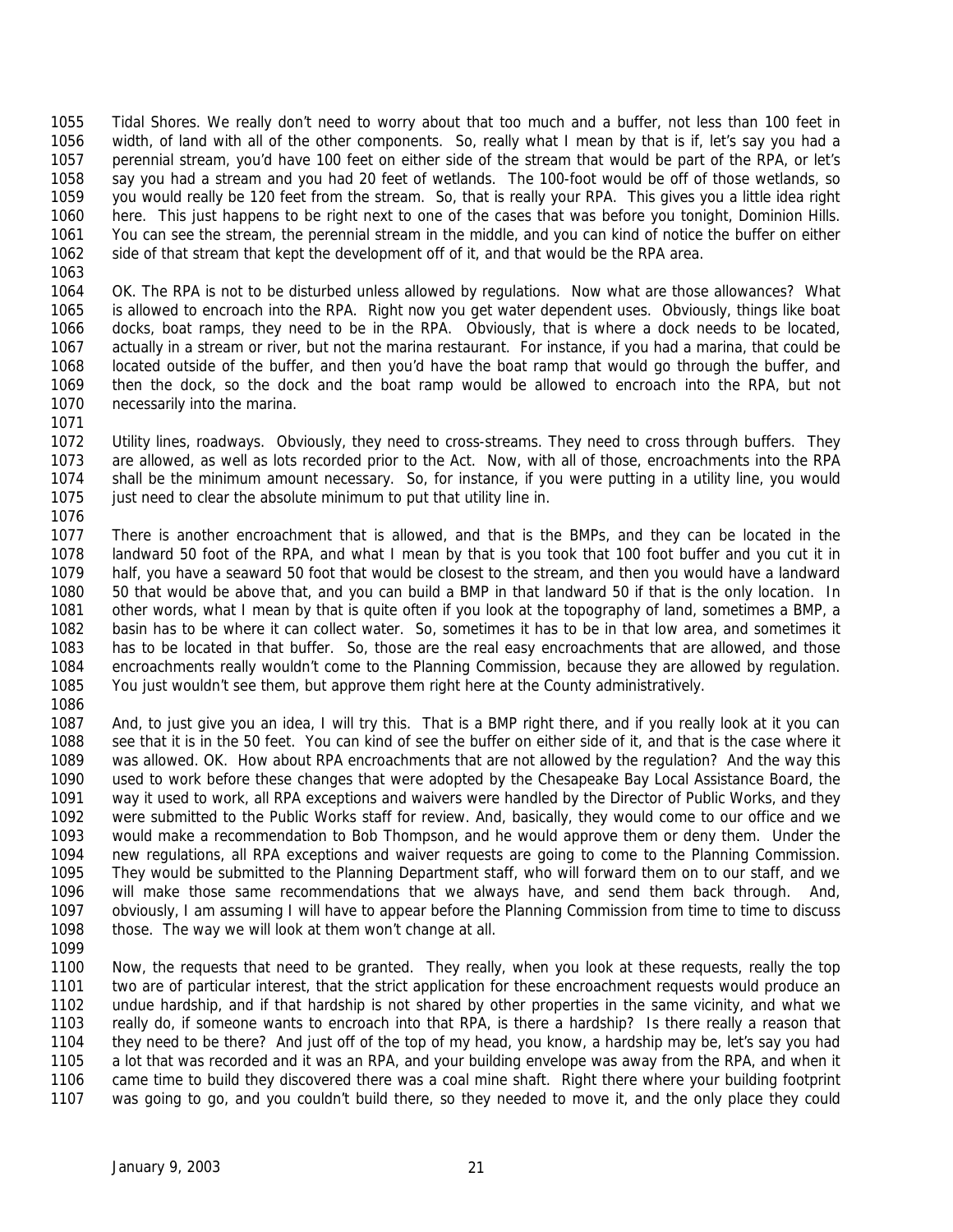Tidal Shores. We really don't need to worry about that too much and a buffer, not less than 100 feet in width, of land with all of the other components. So, really what I mean by that is if, let's say you had a perennial stream, you'd have 100 feet on either side of the stream that would be part of the RPA, or let's say you had a stream and you had 20 feet of wetlands. The 100-foot would be off of those wetlands, so you would really be 120 feet from the stream. So, that is really your RPA. This gives you a little idea right here. This just happens to be right next to one of the cases that was before you tonight, Dominion Hills. You can see the stream, the perennial stream in the middle, and you can kind of notice the buffer on either side of that stream that kept the development off of it, and that would be the RPA area.

OK. The RPA is not to be disturbed unless allowed by regulations. Now what are those allowances? What is allowed to encroach into the RPA. Right now you get water dependent uses. Obviously, things like boat docks, boat ramps, they need to be in the RPA. Obviously, that is where a dock needs to be located, actually in a stream or river, but not the marina restaurant. For instance, if you had a marina, that could be located outside of the buffer, and then you'd have the boat ramp that would go through the buffer, and then the dock, so the dock and the boat ramp would be allowed to encroach into the RPA, but not necessarily into the marina.

Utility lines, roadways. Obviously, they need to cross-streams. They need to cross through buffers. They are allowed, as well as lots recorded prior to the Act. Now, with all of those, encroachments into the RPA shall be the minimum amount necessary. So, for instance, if you were putting in a utility line, you would just need to clear the absolute minimum to put that utility line in.

There is another encroachment that is allowed, and that is the BMPs, and they can be located in the landward 50 foot of the RPA, and what I mean by that is you took that 100 foot buffer and you cut it in half, you have a seaward 50 foot that would be closest to the stream, and then you would have a landward 50 that would be above that, and you can build a BMP in that landward 50 if that is the only location. In other words, what I mean by that is quite often if you look at the topography of land, sometimes a BMP, a basin has to be where it can collect water. So, sometimes it has to be in that low area, and sometimes it has to be located in that buffer. So, those are the real easy encroachments that are allowed, and those encroachments really wouldn't come to the Planning Commission, because they are allowed by regulation. You just wouldn't see them, but approve them right here at the County administratively.

And, to just give you an idea, I will try this. That is a BMP right there, and if you really look at it you can see that it is in the 50 feet. You can kind of see the buffer on either side of it, and that is the case where it was allowed. OK. How about RPA encroachments that are not allowed by the regulation? And the way this used to work before these changes that were adopted by the Chesapeake Bay Local Assistance Board, the way it used to work, all RPA exceptions and waivers were handled by the Director of Public Works, and they were submitted to the Public Works staff for review. And, basically, they would come to our office and we would make a recommendation to Bob Thompson, and he would approve them or deny them. Under the new regulations, all RPA exceptions and waiver requests are going to come to the Planning Commission. They would be submitted to the Planning Department staff, who will forward them on to our staff, and we will make those same recommendations that we always have, and send them back through. And, obviously, I am assuming I will have to appear before the Planning Commission from time to time to discuss those. The way we will look at them won't change at all.

Now, the requests that need to be granted. They really, when you look at these requests, really the top two are of particular interest, that the strict application for these encroachment requests would produce an undue hardship, and if that hardship is not shared by other properties in the same vicinity, and what we really do, if someone wants to encroach into that RPA, is there a hardship? Is there really a reason that they need to be there? And just off of the top of my head, you know, a hardship may be, let's say you had a lot that was recorded and it was an RPA, and your building envelope was away from the RPA, and when it came time to build they discovered there was a coal mine shaft. Right there where your building footprint was going to go, and you couldn't build there, so they needed to move it, and the only place they could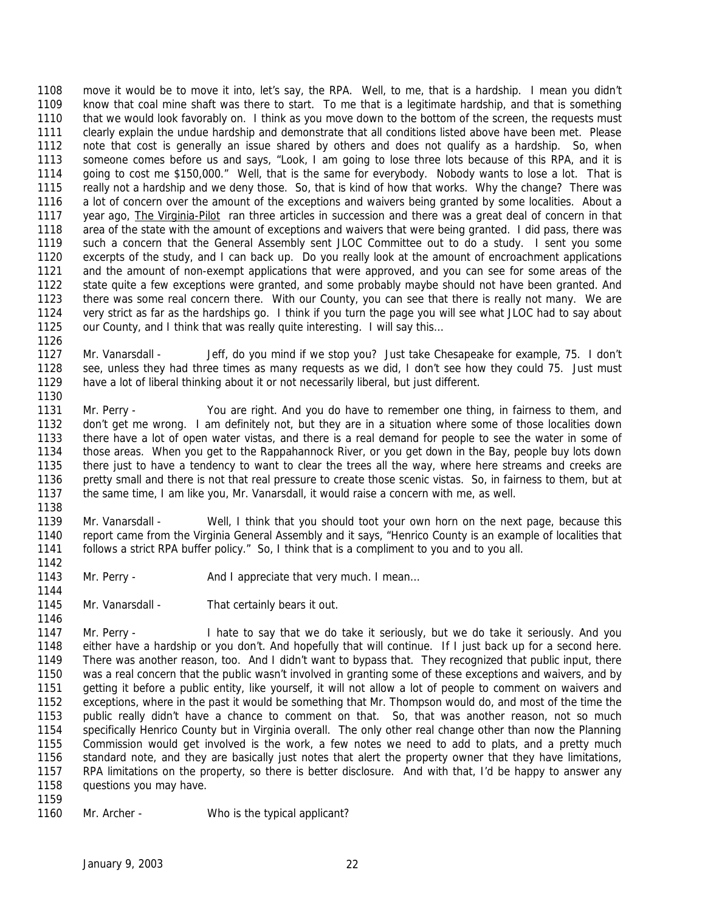1108 move it would be to move it into, let's say, the RPA. Well, to me, that is a hardship. I mean you didn't
1109 know that coal mine shaft was there to start. To me that is a legitimate hardship, and that is something
1110 that we would look favorably on. I think as you move down to the bottom of the screen, the requests must
1111 clearly explain the undue hardship and demonstrate that all conditions listed above have been met. Please
1112 note that cost is generally an issue shared by others and does not qualify as a hardship. So, when
1113 someone comes before us and says, "Look, I am going to lose three lots because of this RPA, and it is
1114 going to cost me $150,000." Well, that is the same for everybody. Nobody wants to lose a lot. That is
1115 really not a hardship and we deny those. So, that is kind of how that works. Why the change? There was
1116 a lot of concern over the amount of the exceptions and waivers being granted by some localities. About a
1117 year ago, The Virginia-Pilot ran three articles in succession and there was a great deal of concern in that
1118 area of the state with the amount of exceptions and waivers that were being granted. I did pass, there was
1119 such a concern that the General Assembly sent JLOC Committee out to do a study. I sent you some
1120 excerpts of the study, and I can back up. Do you really look at the amount of encroachment applications
1121 and the amount of non-exempt applications that were approved, and you can see for some areas of the
1122 state quite a few exceptions were granted, and some probably maybe should not have been granted. And
1123 there was some real concern there. With our County, you can see that there is really not many. We are
1124 very strict as far as the hardships go. I think if you turn the page you will see what JLOC had to say about
1125 our County, and I think that was really quite interesting. I will say this…
1126
1127 Mr. Vanarsdall - Jeff, do you mind if we stop you? Just take Chesapeake for example, 75. I don't
1128 see, unless they had three times as many requests as we did, I don't see how they could 75. Just must
1129 have a lot of liberal thinking about it or not necessarily liberal, but just different.
1130
1131 Mr. Perry - You are right. And you do have to remember one thing, in fairness to them, and
1132 don't get me wrong. I am definitely not, but they are in a situation where some of those localities down
1133 there have a lot of open water vistas, and there is a real demand for people to see the water in some of
1134 those areas. When you get to the Rappahannock River, or you get down in the Bay, people buy lots down
1135 there just to have a tendency to want to clear the trees all the way, where here streams and creeks are
1136 pretty small and there is not that real pressure to create those scenic vistas. So, in fairness to them, but at
1137 the same time, I am like you, Mr. Vanarsdall, it would raise a concern with me, as well.
1138
1139 Mr. Vanarsdall - Well, I think that you should toot your own horn on the next page, because this
1140 report came from the Virginia General Assembly and it says, "Henrico County is an example of localities that
1141 follows a strict RPA buffer policy." So, I think that is a compliment to you and to you all.
1142
1143 Mr. Perry - And I appreciate that very much. I mean…
1144
1145 Mr. Vanarsdall - That certainly bears it out.
1146
1147 Mr. Perry - I hate to say that we do take it seriously, but we do take it seriously. And you
1148 either have a hardship or you don't. And hopefully that will continue. If I just back up for a second here.
1149 There was another reason, too. And I didn't want to bypass that. They recognized that public input, there
1150 was a real concern that the public wasn't involved in granting some of these exceptions and waivers, and by
1151 getting it before a public entity, like yourself, it will not allow a lot of people to comment on waivers and
1152 exceptions, where in the past it would be something that Mr. Thompson would do, and most of the time the
1153 public really didn't have a chance to comment on that. So, that was another reason, not so much
1154 specifically Henrico County but in Virginia overall. The only other real change other than now the Planning
1155 Commission would get involved is the work, a few notes we need to add to plats, and a pretty much
1156 standard note, and they are basically just notes that alert the property owner that they have limitations,
1157 RPA limitations on the property, so there is better disclosure. And with that, I'd be happy to answer any
1158 questions you may have.
1159
1160 Mr. Archer - Who is the typical applicant?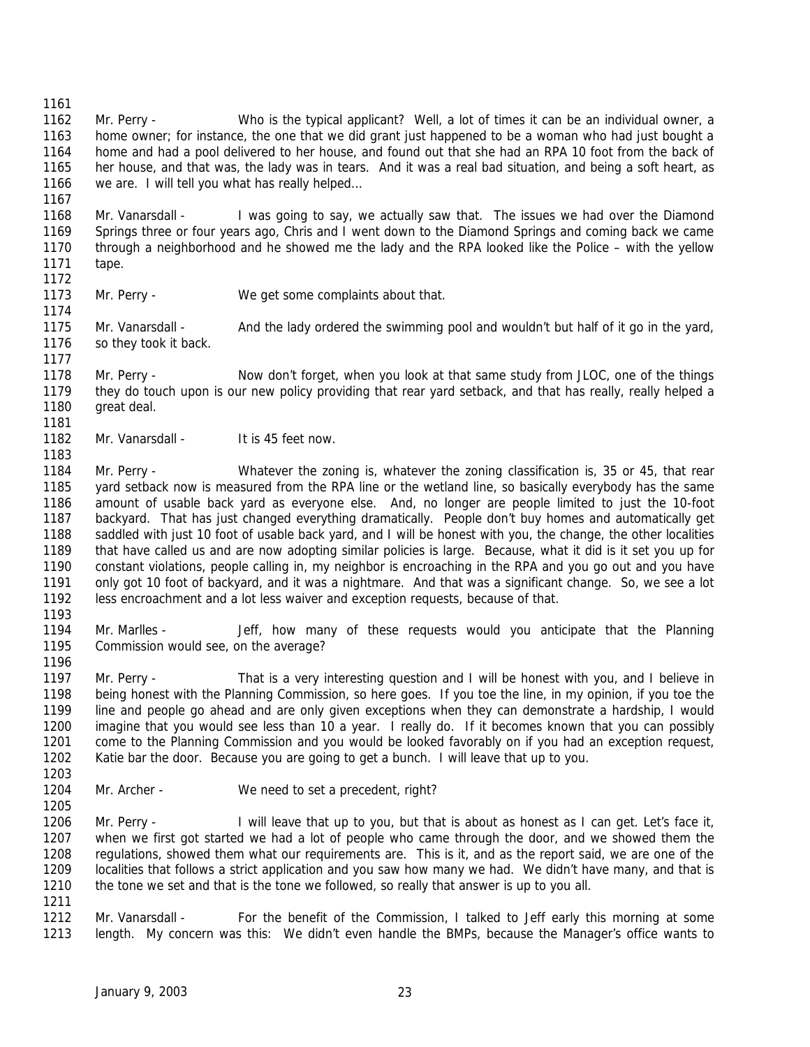Mr. Perry - Who is the typical applicant? Well, a lot of times it can be an individual owner, a home owner; for instance, the one that we did grant just happened to be a woman who had just bought a home and had a pool delivered to her house, and found out that she had an RPA 10 foot from the back of her house, and that was, the lady was in tears. And it was a real bad situation, and being a soft heart, as we are. I will tell you what has really helped…

Mr. Vanarsdall - I was going to say, we actually saw that. The issues we had over the Diamond Springs three or four years ago, Chris and I went down to the Diamond Springs and coming back we came through a neighborhood and he showed me the lady and the RPA looked like the Police – with the yellow tape.

Mr. Perry - We get some complaints about that.

Mr. Vanarsdall - And the lady ordered the swimming pool and wouldn't but half of it go in the yard, so they took it back.

Mr. Perry - Now don't forget, when you look at that same study from JLOC, one of the things they do touch upon is our new policy providing that rear yard setback, and that has really, really helped a great deal.

Mr. Vanarsdall - It is 45 feet now.

Mr. Perry - Whatever the zoning is, whatever the zoning classification is, 35 or 45, that rear yard setback now is measured from the RPA line or the wetland line, so basically everybody has the same amount of usable back yard as everyone else. And, no longer are people limited to just the 10-foot backyard. That has just changed everything dramatically. People don't buy homes and automatically get saddled with just 10 foot of usable back yard, and I will be honest with you, the change, the other localities that have called us and are now adopting similar policies is large. Because, what it did is it set you up for constant violations, people calling in, my neighbor is encroaching in the RPA and you go out and you have only got 10 foot of backyard, and it was a nightmare. And that was a significant change. So, we see a lot less encroachment and a lot less waiver and exception requests, because of that.

Mr. Marlles - Jeff, how many of these requests would you anticipate that the Planning Commission would see, on the average?

Mr. Perry - That is a very interesting question and I will be honest with you, and I believe in being honest with the Planning Commission, so here goes. If you toe the line, in my opinion, if you toe the line and people go ahead and are only given exceptions when they can demonstrate a hardship, I would imagine that you would see less than 10 a year. I really do. If it becomes known that you can possibly come to the Planning Commission and you would be looked favorably on if you had an exception request, Katie bar the door. Because you are going to get a bunch. I will leave that up to you.

Mr. Archer - We need to set a precedent, right?

Mr. Perry - I will leave that up to you, but that is about as honest as I can get. Let's face it, when we first got started we had a lot of people who came through the door, and we showed them the regulations, showed them what our requirements are. This is it, and as the report said, we are one of the localities that follows a strict application and you saw how many we had. We didn't have many, and that is the tone we set and that is the tone we followed, so really that answer is up to you all.

Mr. Vanarsdall - For the benefit of the Commission, I talked to Jeff early this morning at some length. My concern was this: We didn't even handle the BMPs, because the Manager's office wants to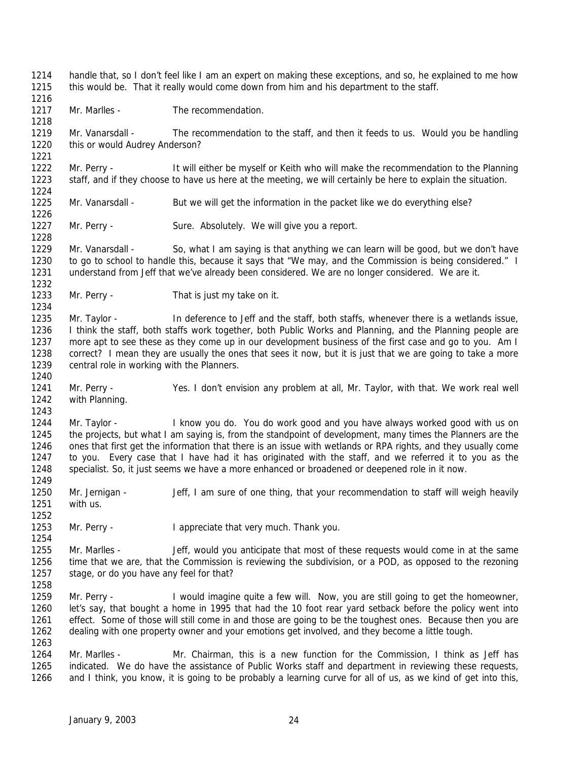handle that, so I don't feel like I am an expert on making these exceptions, and so, he explained to me how this would be. That it really would come down from him and his department to the staff.

Mr. Marlles - The recommendation.

Mr. Vanarsdall - The recommendation to the staff, and then it feeds to us. Would you be handling this or would Audrey Anderson?

Mr. Perry - It will either be myself or Keith who will make the recommendation to the Planning staff, and if they choose to have us here at the meeting, we will certainly be here to explain the situation.

Mr. Vanarsdall - But we will get the information in the packet like we do everything else?

Mr. Perry - Sure. Absolutely. We will give you a report.

Mr. Vanarsdall - So, what I am saying is that anything we can learn will be good, but we don't have to go to school to handle this, because it says that "We may, and the Commission is being considered." I understand from Jeff that we've already been considered. We are no longer considered. We are it.

Mr. Perry - That is just my take on it.

Mr. Taylor - In deference to Jeff and the staff, both staffs, whenever there is a wetlands issue, I think the staff, both staffs work together, both Public Works and Planning, and the Planning people are more apt to see these as they come up in our development business of the first case and go to you. Am I correct? I mean they are usually the ones that sees it now, but it is just that we are going to take a more central role in working with the Planners.

Mr. Perry - Yes. I don't envision any problem at all, Mr. Taylor, with that. We work real well with Planning.

Mr. Taylor - I know you do. You do work good and you have always worked good with us on the projects, but what I am saying is, from the standpoint of development, many times the Planners are the ones that first get the information that there is an issue with wetlands or RPA rights, and they usually come to you. Every case that I have had it has originated with the staff, and we referred it to you as the specialist. So, it just seems we have a more enhanced or broadened or deepened role in it now.

Mr. Jernigan - Jeff, I am sure of one thing, that your recommendation to staff will weigh heavily with us.

Mr. Perry - I appreciate that very much. Thank you.

Mr. Marlles - Jeff, would you anticipate that most of these requests would come in at the same time that we are, that the Commission is reviewing the subdivision, or a POD, as opposed to the rezoning stage, or do you have any feel for that?

Mr. Perry - I would imagine quite a few will. Now, you are still going to get the homeowner, let's say, that bought a home in 1995 that had the 10 foot rear yard setback before the policy went into effect. Some of those will still come in and those are going to be the toughest ones. Because then you are dealing with one property owner and your emotions get involved, and they become a little tough.

Mr. Marlles - Mr. Chairman, this is a new function for the Commission, I think as Jeff has indicated. We do have the assistance of Public Works staff and department in reviewing these requests, and I think, you know, it is going to be probably a learning curve for all of us, as we kind of get into this,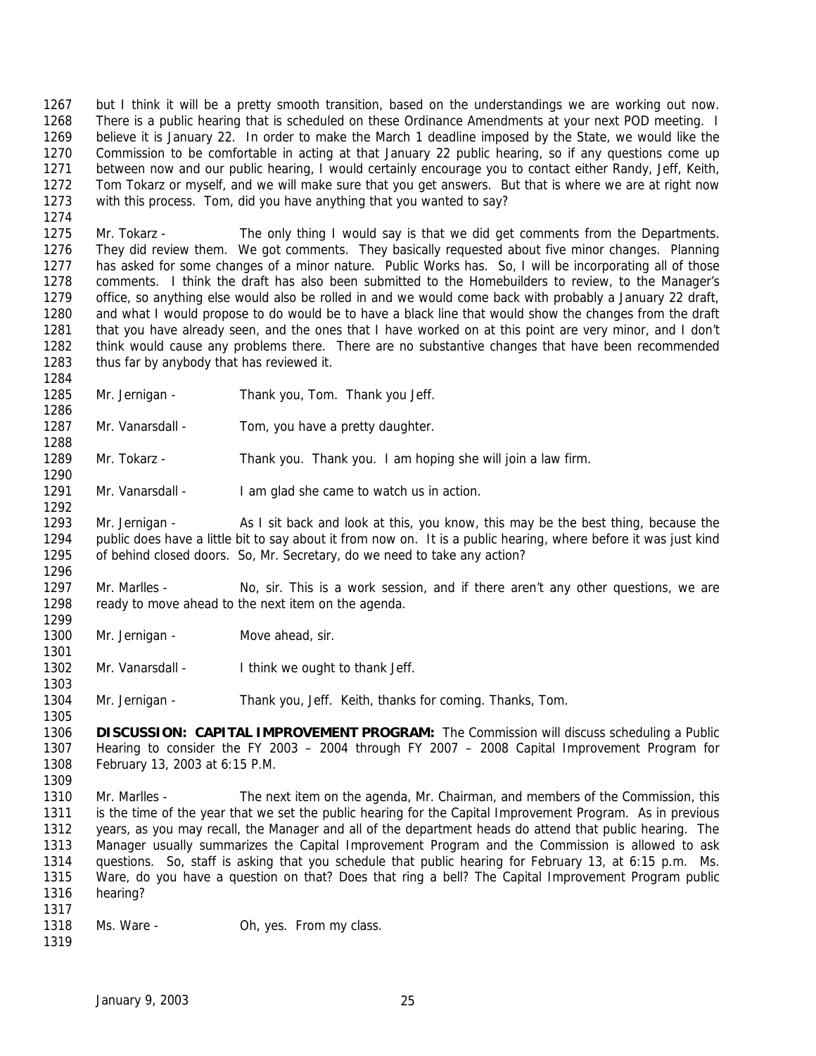but I think it will be a pretty smooth transition, based on the understandings we are working out now. There is a public hearing that is scheduled on these Ordinance Amendments at your next POD meeting. I believe it is January 22. In order to make the March 1 deadline imposed by the State, we would like the Commission to be comfortable in acting at that January 22 public hearing, so if any questions come up between now and our public hearing, I would certainly encourage you to contact either Randy, Jeff, Keith, Tom Tokarz or myself, and we will make sure that you get answers. But that is where we are at right now with this process. Tom, did you have anything that you wanted to say?

Mr. Tokarz - The only thing I would say is that we did get comments from the Departments. They did review them. We got comments. They basically requested about five minor changes. Planning has asked for some changes of a minor nature. Public Works has. So, I will be incorporating all of those comments. I think the draft has also been submitted to the Homebuilders to review, to the Manager's office, so anything else would also be rolled in and we would come back with probably a January 22 draft, and what I would propose to do would be to have a black line that would show the changes from the draft that you have already seen, and the ones that I have worked on at this point are very minor, and I don't think would cause any problems there. There are no substantive changes that have been recommended thus far by anybody that has reviewed it.

Mr. Jernigan - Thank you, Tom. Thank you Jeff.

Mr. Vanarsdall - Tom, you have a pretty daughter.

Mr. Tokarz - Thank you. Thank you. I am hoping she will join a law firm.

Mr. Vanarsdall - I am glad she came to watch us in action.

Mr. Jernigan - As I sit back and look at this, you know, this may be the best thing, because the public does have a little bit to say about it from now on. It is a public hearing, where before it was just kind of behind closed doors. So, Mr. Secretary, do we need to take any action?

Mr. Marlles - No, sir. This is a work session, and if there aren't any other questions, we are ready to move ahead to the next item on the agenda.

Mr. Jernigan - Move ahead, sir.

Mr. Vanarsdall - I think we ought to thank Jeff.

Mr. Jernigan - Thank you, Jeff. Keith, thanks for coming. Thanks, Tom.

**DISCUSSION: CAPITAL IMPROVEMENT PROGRAM:** The Commission will discuss scheduling a Public Hearing to consider the FY 2003 – 2004 through FY 2007 – 2008 Capital Improvement Program for February 13, 2003 at 6:15 P.M.

Mr. Marlles - The next item on the agenda, Mr. Chairman, and members of the Commission, this is the time of the year that we set the public hearing for the Capital Improvement Program. As in previous years, as you may recall, the Manager and all of the department heads do attend that public hearing. The Manager usually summarizes the Capital Improvement Program and the Commission is allowed to ask questions. So, staff is asking that you schedule that public hearing for February 13, at 6:15 p.m. Ms. Ware, do you have a question on that? Does that ring a bell? The Capital Improvement Program public hearing?

Ms. Ware - Oh, yes. From my class.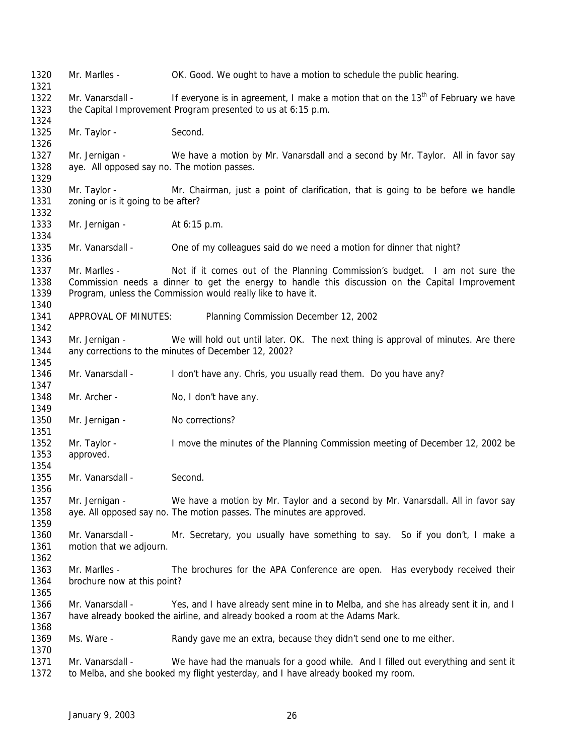Mr. Marlles - OK. Good. We ought to have a motion to schedule the public hearing.

Mr. Vanarsdall - If everyone is in agreement, I make a motion that on the 13th of February we have the Capital Improvement Program presented to us at 6:15 p.m.

Mr. Taylor - Second.

Mr. Jernigan - We have a motion by Mr. Vanarsdall and a second by Mr. Taylor. All in favor say aye. All opposed say no. The motion passes.

Mr. Taylor - Mr. Chairman, just a point of clarification, that is going to be before we handle zoning or is it going to be after?

Mr. Jernigan - At 6:15 p.m.

Mr. Vanarsdall - One of my colleagues said do we need a motion for dinner that night?

Mr. Marlles - Not if it comes out of the Planning Commission's budget. I am not sure the Commission needs a dinner to get the energy to handle this discussion on the Capital Improvement Program, unless the Commission would really like to have it.

APPROVAL OF MINUTES: Planning Commission December 12, 2002

Mr. Jernigan - We will hold out until later. OK. The next thing is approval of minutes. Are there any corrections to the minutes of December 12, 2002?

Mr. Vanarsdall - I don't have any. Chris, you usually read them. Do you have any?

Mr. Archer - No, I don't have any.

Mr. Jernigan - No corrections?

Mr. Taylor - I move the minutes of the Planning Commission meeting of December 12, 2002 be approved.

Mr. Vanarsdall - Second.

Mr. Jernigan - We have a motion by Mr. Taylor and a second by Mr. Vanarsdall. All in favor say aye. All opposed say no. The motion passes. The minutes are approved.

Mr. Vanarsdall - Mr. Secretary, you usually have something to say. So if you don't, I make a motion that we adjourn.

Mr. Marlles - The brochures for the APA Conference are open. Has everybody received their brochure now at this point?

Mr. Vanarsdall - Yes, and I have already sent mine in to Melba, and she has already sent it in, and I have already booked the airline, and already booked a room at the Adams Mark.

Ms. Ware - Randy gave me an extra, because they didn't send one to me either.

Mr. Vanarsdall - We have had the manuals for a good while. And I filled out everything and sent it to Melba, and she booked my flight yesterday, and I have already booked my room.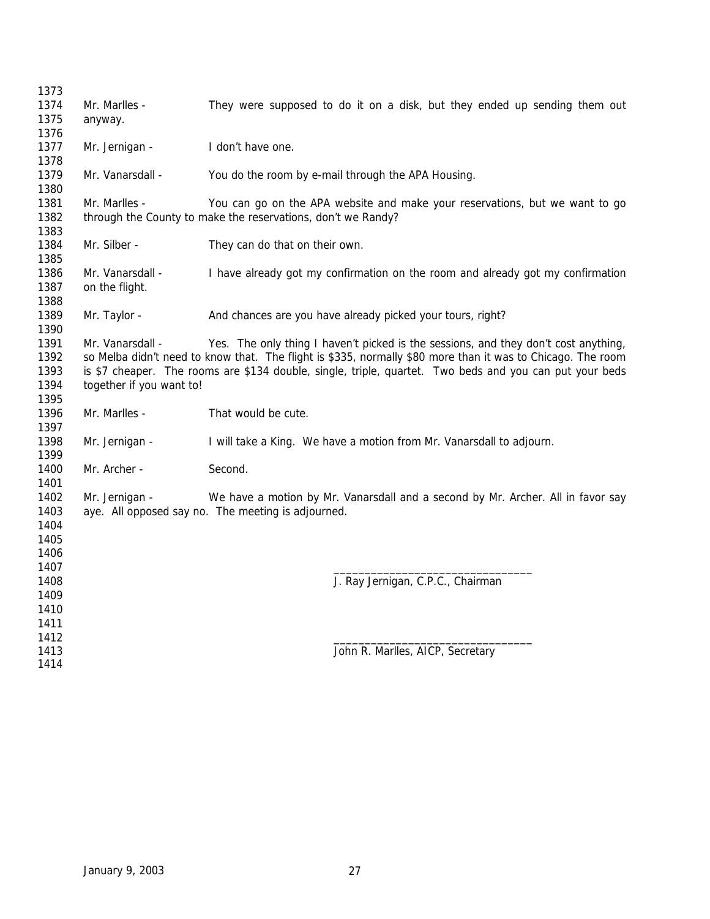Mr. Marlles - They were supposed to do it on a disk, but they ended up sending them out anyway.

Mr. Jernigan - I don't have one.

Mr. Vanarsdall - You do the room by e-mail through the APA Housing.

Mr. Marlles - You can go on the APA website and make your reservations, but we want to go through the County to make the reservations, don't we Randy?

Mr. Silber - They can do that on their own.

Mr. Vanarsdall - I have already got my confirmation on the room and already got my confirmation on the flight.

Mr. Taylor - And chances are you have already picked your tours, right?

Mr. Vanarsdall - Yes. The only thing I haven't picked is the sessions, and they don't cost anything, so Melba didn't need to know that. The flight is $335, normally $80 more than it was to Chicago. The room is $7 cheaper. The rooms are $134 double, single, triple, quartet. Two beds and you can put your beds together if you want to!

Mr. Marlles - That would be cute.

Mr. Jernigan - I will take a King. We have a motion from Mr. Vanarsdall to adjourn.

Mr. Archer - Second.

Mr. Jernigan - We have a motion by Mr. Vanarsdall and a second by Mr. Archer. All in favor say aye. All opposed say no. The meeting is adjourned.

\_\_\_\_\_\_\_\_\_\_\_\_\_\_\_\_\_\_\_\_\_\_\_\_\_\_\_\_\_\_\_\_\_
J. Ray Jernigan, C.P.C., Chairman

\_\_\_\_\_\_\_\_\_\_\_\_\_\_\_\_\_\_\_\_\_\_\_\_\_\_\_\_\_\_\_\_\_
John R. Marlles, AICP, Secretary